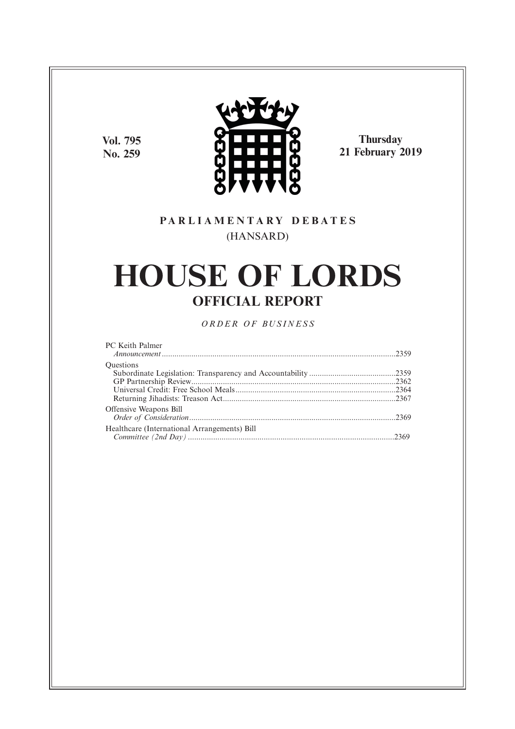Vol. 795
No. 259

Thursday
21 February 2019

PARLIAMENTARY DEBATES
(HANSARD)

# HOUSE OF LORDS

## OFFICIAL REPORT

*ORDER OF BUSINESS*

PC Keith Palmer
*Announcement*...............................................................................................................2359

Questions
Subordinate Legislation: Transparency and Accountability .........................................2359
GP Partnership Review..................................................................................................2362
Universal Credit: Free School Meals............................................................................2364
Returning Jihadists: Treason Act...................................................................................2367

Offensive Weapons Bill
*Order of Consideration*..................................................................................................2369

Healthcare (International Arrangements) Bill
*Committee (2nd Day)*..................................................................................................2369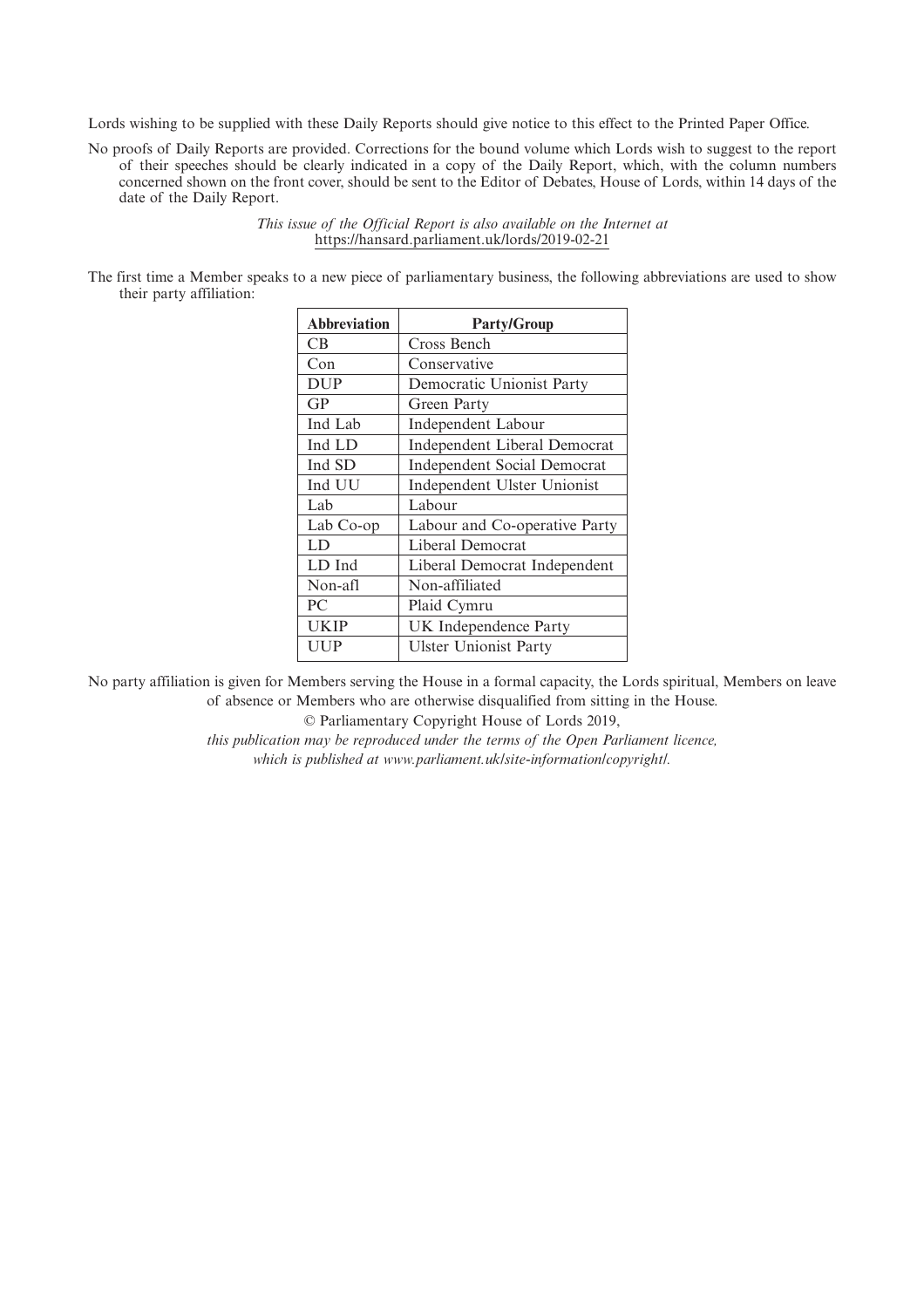Lords wishing to be supplied with these Daily Reports should give notice to this effect to the Printed Paper Office.

No proofs of Daily Reports are provided. Corrections for the bound volume which Lords wish to suggest to the report of their speeches should be clearly indicated in a copy of the Daily Report, which, with the column numbers concerned shown on the front cover, should be sent to the Editor of Debates, House of Lords, within 14 days of the date of the Daily Report.

*This issue of the Official Report is also available on the Internet at* https://hansard.parliament.uk/lords/2019-02-21

The first time a Member speaks to a new piece of parliamentary business, the following abbreviations are used to show their party affiliation:

| Abbreviation | Party/Group |
|---|---|
| CB | Cross Bench |
| Con | Conservative |
| DUP | Democratic Unionist Party |
| GP | Green Party |
| Ind Lab | Independent Labour |
| Ind LD | Independent Liberal Democrat |
| Ind SD | Independent Social Democrat |
| Ind UU | Independent Ulster Unionist |
| Lab | Labour |
| Lab Co-op | Labour and Co-operative Party |
| LD | Liberal Democrat |
| LD Ind | Liberal Democrat Independent |
| Non-afl | Non-affiliated |
| PC | Plaid Cymru |
| UKIP | UK Independence Party |
| UUP | Ulster Unionist Party |

No party affiliation is given for Members serving the House in a formal capacity, the Lords spiritual, Members on leave of absence or Members who are otherwise disqualified from sitting in the House.

© Parliamentary Copyright House of Lords 2019,

*this publication may be reproduced under the terms of the Open Parliament licence, which is published at www.parliament.uk/site-information/copyright/.*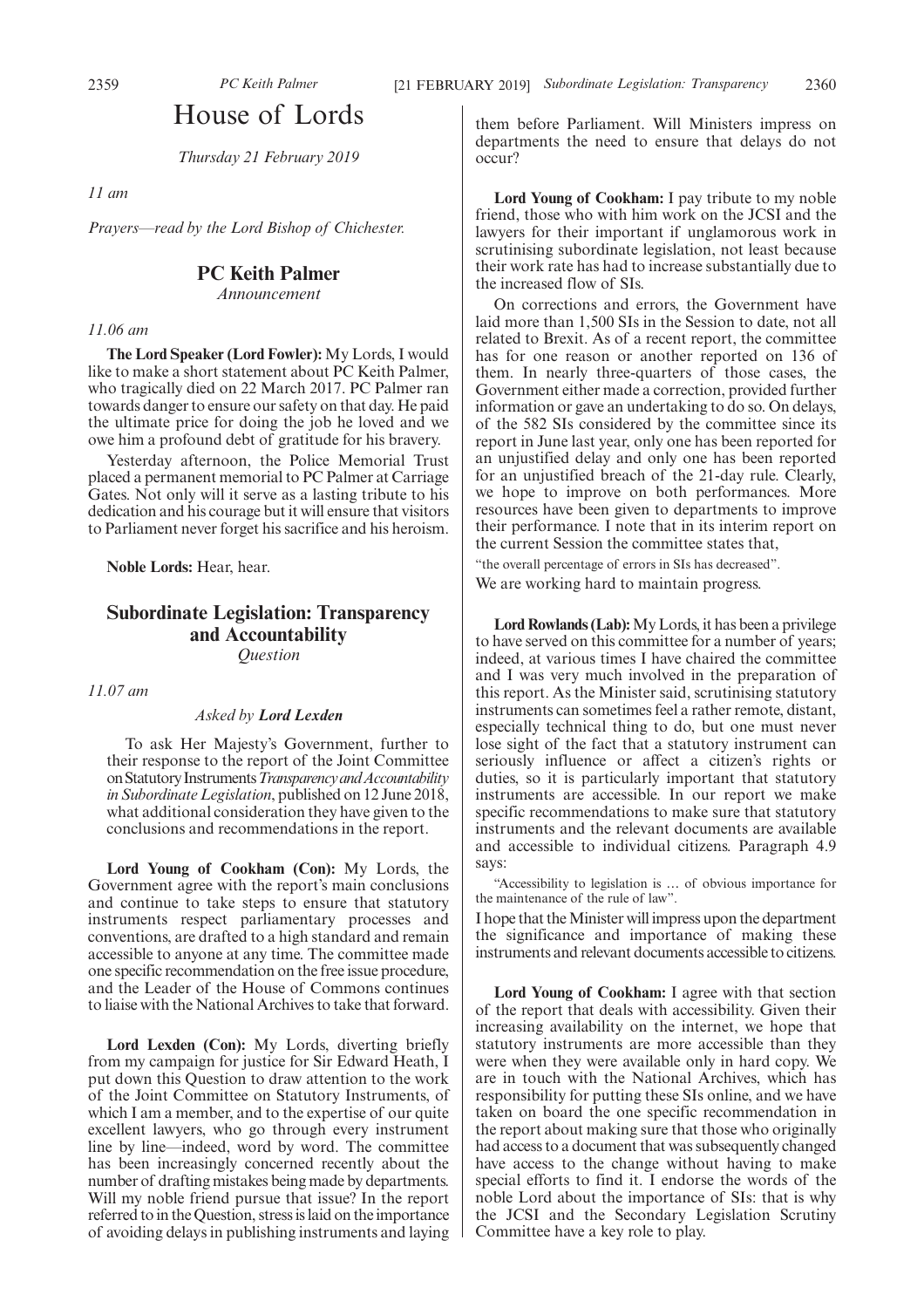# House of Lords

*Thursday 21 February 2019*

*11 am*

*Prayers—read by the Lord Bishop of Chichester.*

## PC Keith Palmer

*Announcement*

*11.06 am*

**The Lord Speaker (Lord Fowler):** My Lords, I would like to make a short statement about PC Keith Palmer, who tragically died on 22 March 2017. PC Palmer ran towards danger to ensure our safety on that day. He paid the ultimate price for doing the job he loved and we owe him a profound debt of gratitude for his bravery.

Yesterday afternoon, the Police Memorial Trust placed a permanent memorial to PC Palmer at Carriage Gates. Not only will it serve as a lasting tribute to his dedication and his courage but it will ensure that visitors to Parliament never forget his sacrifice and his heroism.

**Noble Lords:** Hear, hear.

## Subordinate Legislation: Transparency and Accountability

*Question*

*11.07 am*

*Asked by* ***Lord Lexden***

To ask Her Majesty's Government, further to their response to the report of the Joint Committee on Statutory Instruments *Transparency and Accountability in Subordinate Legislation*, published on 12 June 2018, what additional consideration they have given to the conclusions and recommendations in the report.

**Lord Young of Cookham (Con):** My Lords, the Government agree with the report's main conclusions and continue to take steps to ensure that statutory instruments respect parliamentary processes and conventions, are drafted to a high standard and remain accessible to anyone at any time. The committee made one specific recommendation on the free issue procedure, and the Leader of the House of Commons continues to liaise with the National Archives to take that forward.

**Lord Lexden (Con):** My Lords, diverting briefly from my campaign for justice for Sir Edward Heath, I put down this Question to draw attention to the work of the Joint Committee on Statutory Instruments, of which I am a member, and to the expertise of our quite excellent lawyers, who go through every instrument line by line—indeed, word by word. The committee has been increasingly concerned recently about the number of drafting mistakes being made by departments. Will my noble friend pursue that issue? In the report referred to in the Question, stress is laid on the importance of avoiding delays in publishing instruments and laying them before Parliament. Will Ministers impress on departments the need to ensure that delays do not occur?

**Lord Young of Cookham:** I pay tribute to my noble friend, those who with him work on the JCSI and the lawyers for their important if unglamorous work in scrutinising subordinate legislation, not least because their work rate has had to increase substantially due to the increased flow of SIs.

On corrections and errors, the Government have laid more than 1,500 SIs in the Session to date, not all related to Brexit. As of a recent report, the committee has for one reason or another reported on 136 of them. In nearly three-quarters of those cases, the Government either made a correction, provided further information or gave an undertaking to do so. On delays, of the 582 SIs considered by the committee since its report in June last year, only one has been reported for an unjustified delay and only one has been reported for an unjustified breach of the 21-day rule. Clearly, we hope to improve on both performances. More resources have been given to departments to improve their performance. I note that in its interim report on the current Session the committee states that,

"the overall percentage of errors in SIs has decreased".

We are working hard to maintain progress.

**Lord Rowlands (Lab):** My Lords, it has been a privilege to have served on this committee for a number of years; indeed, at various times I have chaired the committee and I was very much involved in the preparation of this report. As the Minister said, scrutinising statutory instruments can sometimes feel a rather remote, distant, especially technical thing to do, but one must never lose sight of the fact that a statutory instrument can seriously influence or affect a citizen's rights or duties, so it is particularly important that statutory instruments are accessible. In our report we make specific recommendations to make sure that statutory instruments and the relevant documents are available and accessible to individual citizens. Paragraph 4.9 says:

"Accessibility to legislation is … of obvious importance for the maintenance of the rule of law".

I hope that the Minister will impress upon the department the significance and importance of making these instruments and relevant documents accessible to citizens.

**Lord Young of Cookham:** I agree with that section of the report that deals with accessibility. Given their increasing availability on the internet, we hope that statutory instruments are more accessible than they were when they were available only in hard copy. We are in touch with the National Archives, which has responsibility for putting these SIs online, and we have taken on board the one specific recommendation in the report about making sure that those who originally had access to a document that was subsequently changed have access to the change without having to make special efforts to find it. I endorse the words of the noble Lord about the importance of SIs: that is why the JCSI and the Secondary Legislation Scrutiny Committee have a key role to play.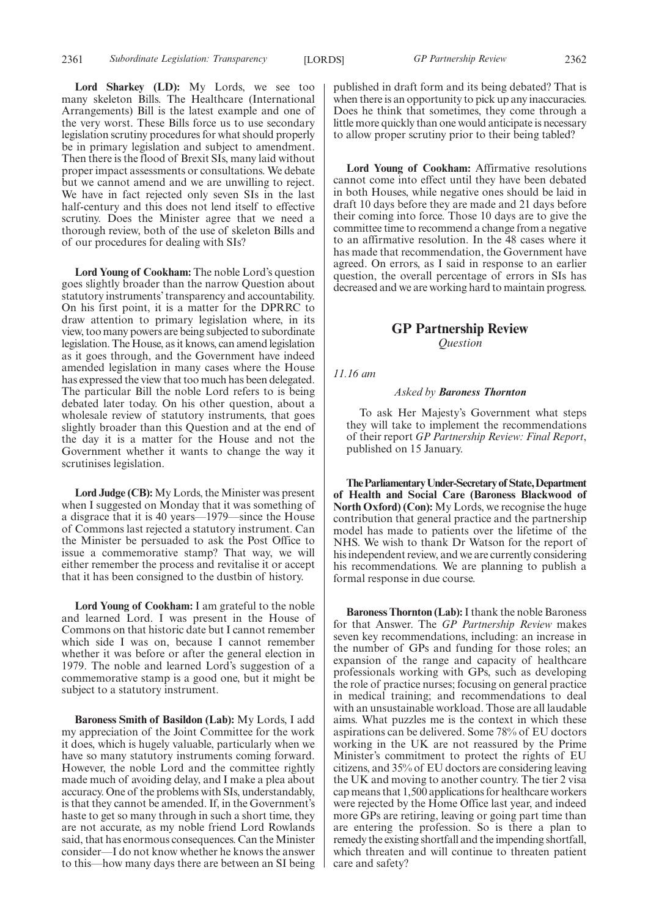**Lord Sharkey (LD):** My Lords, we see too many skeleton Bills. The Healthcare (International Arrangements) Bill is the latest example and one of the very worst. These Bills force us to use secondary legislation scrutiny procedures for what should properly be in primary legislation and subject to amendment. Then there is the flood of Brexit SIs, many laid without proper impact assessments or consultations. We debate but we cannot amend and we are unwilling to reject. We have in fact rejected only seven SIs in the last half-century and this does not lend itself to effective scrutiny. Does the Minister agree that we need a thorough review, both of the use of skeleton Bills and of our procedures for dealing with SIs?

**Lord Young of Cookham:** The noble Lord's question goes slightly broader than the narrow Question about statutory instruments' transparency and accountability. On his first point, it is a matter for the DPRRC to draw attention to primary legislation where, in its view, too many powers are being subjected to subordinate legislation. The House, as it knows, can amend legislation as it goes through, and the Government have indeed amended legislation in many cases where the House has expressed the view that too much has been delegated. The particular Bill the noble Lord refers to is being debated later today. On his other question, about a wholesale review of statutory instruments, that goes slightly broader than this Question and at the end of the day it is a matter for the House and not the Government whether it wants to change the way it scrutinises legislation.

**Lord Judge (CB):** My Lords, the Minister was present when I suggested on Monday that it was something of a disgrace that it is 40 years—1979—since the House of Commons last rejected a statutory instrument. Can the Minister be persuaded to ask the Post Office to issue a commemorative stamp? That way, we will either remember the process and revitalise it or accept that it has been consigned to the dustbin of history.

**Lord Young of Cookham:** I am grateful to the noble and learned Lord. I was present in the House of Commons on that historic date but I cannot remember which side I was on, because I cannot remember whether it was before or after the general election in 1979. The noble and learned Lord's suggestion of a commemorative stamp is a good one, but it might be subject to a statutory instrument.

**Baroness Smith of Basildon (Lab):** My Lords, I add my appreciation of the Joint Committee for the work it does, which is hugely valuable, particularly when we have so many statutory instruments coming forward. However, the noble Lord and the committee rightly made much of avoiding delay, and I make a plea about accuracy. One of the problems with SIs, understandably, is that they cannot be amended. If, in the Government's haste to get so many through in such a short time, they are not accurate, as my noble friend Lord Rowlands said, that has enormous consequences. Can the Minister consider—I do not know whether he knows the answer to this—how many days there are between an SI being published in draft form and its being debated? That is when there is an opportunity to pick up any inaccuracies. Does he think that sometimes, they come through a little more quickly than one would anticipate is necessary to allow proper scrutiny prior to their being tabled?

**Lord Young of Cookham:** Affirmative resolutions cannot come into effect until they have been debated in both Houses, while negative ones should be laid in draft 10 days before they are made and 21 days before their coming into force. Those 10 days are to give the committee time to recommend a change from a negative to an affirmative resolution. In the 48 cases where it has made that recommendation, the Government have agreed. On errors, as I said in response to an earlier question, the overall percentage of errors in SIs has decreased and we are working hard to maintain progress.

## GP Partnership Review

*Question*

*11.16 am*

*Asked by **Baroness Thornton***

To ask Her Majesty's Government what steps they will take to implement the recommendations of their report *GP Partnership Review: Final Report*, published on 15 January.

**The Parliamentary Under-Secretary of State, Department of Health and Social Care (Baroness Blackwood of North Oxford) (Con):** My Lords, we recognise the huge contribution that general practice and the partnership model has made to patients over the lifetime of the NHS. We wish to thank Dr Watson for the report of his independent review, and we are currently considering his recommendations. We are planning to publish a formal response in due course.

**Baroness Thornton (Lab):** I thank the noble Baroness for that Answer. The *GP Partnership Review* makes seven key recommendations, including: an increase in the number of GPs and funding for those roles; an expansion of the range and capacity of healthcare professionals working with GPs, such as developing the role of practice nurses; focusing on general practice in medical training; and recommendations to deal with an unsustainable workload. Those are all laudable aims. What puzzles me is the context in which these aspirations can be delivered. Some 78% of EU doctors working in the UK are not reassured by the Prime Minister's commitment to protect the rights of EU citizens, and 35% of EU doctors are considering leaving the UK and moving to another country. The tier 2 visa cap means that 1,500 applications for healthcare workers were rejected by the Home Office last year, and indeed more GPs are retiring, leaving or going part time than are entering the profession. So is there a plan to remedy the existing shortfall and the impending shortfall, which threaten and will continue to threaten patient care and safety?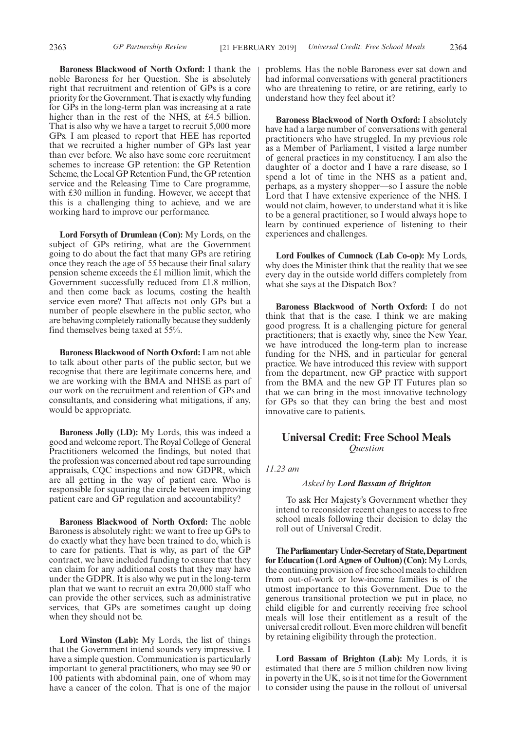**Baroness Blackwood of North Oxford:** I thank the noble Baroness for her Question. She is absolutely right that recruitment and retention of GPs is a core priority for the Government. That is exactly why funding for GPs in the long-term plan was increasing at a rate higher than in the rest of the NHS, at £4.5 billion. That is also why we have a target to recruit 5,000 more GPs. I am pleased to report that HEE has reported that we recruited a higher number of GPs last year than ever before. We also have some core recruitment schemes to increase GP retention: the GP Retention Scheme, the Local GP Retention Fund, the GP retention service and the Releasing Time to Care programme, with £30 million in funding. However, we accept that this is a challenging thing to achieve, and we are working hard to improve our performance.

**Lord Forsyth of Drumlean (Con):** My Lords, on the subject of GPs retiring, what are the Government going to do about the fact that many GPs are retiring once they reach the age of 55 because their final salary pension scheme exceeds the £1 million limit, which the Government successfully reduced from £1.8 million, and then come back as locums, costing the health service even more? That affects not only GPs but a number of people elsewhere in the public sector, who are behaving completely rationally because they suddenly find themselves being taxed at 55%.

**Baroness Blackwood of North Oxford:** I am not able to talk about other parts of the public sector, but we recognise that there are legitimate concerns here, and we are working with the BMA and NHSE as part of our work on the recruitment and retention of GPs and consultants, and considering what mitigations, if any, would be appropriate.

**Baroness Jolly (LD):** My Lords, this was indeed a good and welcome report. The Royal College of General Practitioners welcomed the findings, but noted that the profession was concerned about red tape surrounding appraisals, CQC inspections and now GDPR, which are all getting in the way of patient care. Who is responsible for squaring the circle between improving patient care and GP regulation and accountability?

**Baroness Blackwood of North Oxford:** The noble Baroness is absolutely right: we want to free up GPs to do exactly what they have been trained to do, which is to care for patients. That is why, as part of the GP contract, we have included funding to ensure that they can claim for any additional costs that they may have under the GDPR. It is also why we put in the long-term plan that we want to recruit an extra 20,000 staff who can provide the other services, such as administrative services, that GPs are sometimes caught up doing when they should not be.

**Lord Winston (Lab):** My Lords, the list of things that the Government intend sounds very impressive. I have a simple question. Communication is particularly important to general practitioners, who may see 90 or 100 patients with abdominal pain, one of whom may have a cancer of the colon. That is one of the major problems. Has the noble Baroness ever sat down and had informal conversations with general practitioners who are threatening to retire, or are retiring, early to understand how they feel about it?

**Baroness Blackwood of North Oxford:** I absolutely have had a large number of conversations with general practitioners who have struggled. In my previous role as a Member of Parliament, I visited a large number of general practices in my constituency. I am also the daughter of a doctor and I have a rare disease, so I spend a lot of time in the NHS as a patient and, perhaps, as a mystery shopper—so I assure the noble Lord that I have extensive experience of the NHS. I would not claim, however, to understand what it is like to be a general practitioner, so I would always hope to learn by continued experience of listening to their experiences and challenges.

**Lord Foulkes of Cumnock (Lab Co-op):** My Lords, why does the Minister think that the reality that we see every day in the outside world differs completely from what she says at the Dispatch Box?

**Baroness Blackwood of North Oxford:** I do not think that that is the case. I think we are making good progress. It is a challenging picture for general practitioners; that is exactly why, since the New Year, we have introduced the long-term plan to increase funding for the NHS, and in particular for general practice. We have introduced this review with support from the department, new GP practice with support from the BMA and the new GP IT Futures plan so that we can bring in the most innovative technology for GPs so that they can bring the best and most innovative care to patients.

## Universal Credit: Free School Meals

*Question*

*11.23 am*

*Asked by* ***Lord Bassam of Brighton***

To ask Her Majesty's Government whether they intend to reconsider recent changes to access to free school meals following their decision to delay the roll out of Universal Credit.

**The Parliamentary Under-Secretary of State, Department for Education (Lord Agnew of Oulton) (Con):** My Lords, the continuing provision of free school meals to children from out-of-work or low-income families is of the utmost importance to this Government. Due to the generous transitional protection we put in place, no child eligible for and currently receiving free school meals will lose their entitlement as a result of the universal credit rollout. Even more children will benefit by retaining eligibility through the protection.

**Lord Bassam of Brighton (Lab):** My Lords, it is estimated that there are 5 million children now living in poverty in the UK, so is it not time for the Government to consider using the pause in the rollout of universal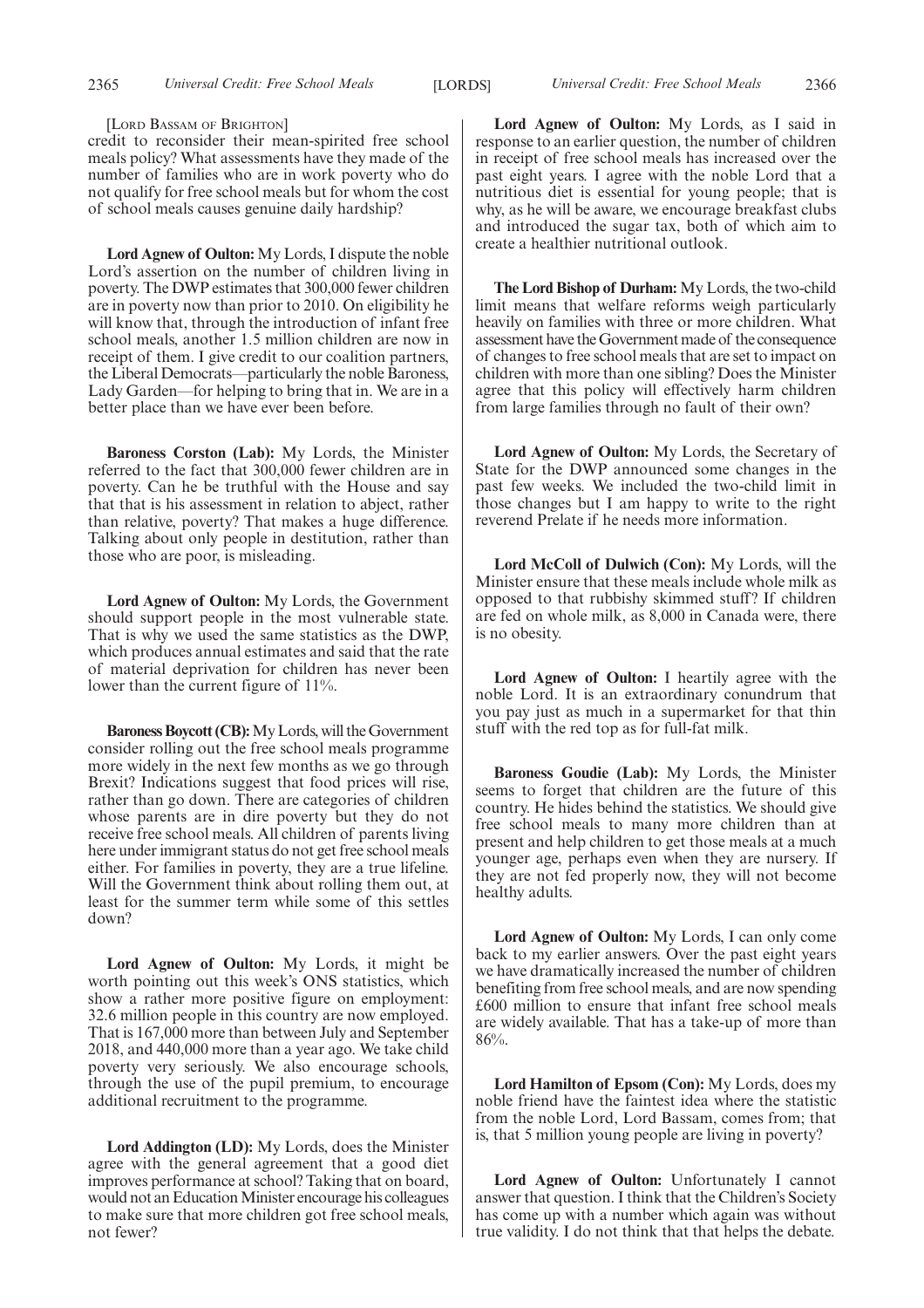[Lord Bassam of Brighton]

credit to reconsider their mean-spirited free school meals policy? What assessments have they made of the number of families who are in work poverty who do not qualify for free school meals but for whom the cost of school meals causes genuine daily hardship?

**Lord Agnew of Oulton:** My Lords, I dispute the noble Lord's assertion on the number of children living in poverty. The DWP estimates that 300,000 fewer children are in poverty now than prior to 2010. On eligibility he will know that, through the introduction of infant free school meals, another 1.5 million children are now in receipt of them. I give credit to our coalition partners, the Liberal Democrats—particularly the noble Baroness, Lady Garden—for helping to bring that in. We are in a better place than we have ever been before.

**Baroness Corston (Lab):** My Lords, the Minister referred to the fact that 300,000 fewer children are in poverty. Can he be truthful with the House and say that that is his assessment in relation to abject, rather than relative, poverty? That makes a huge difference. Talking about only people in destitution, rather than those who are poor, is misleading.

**Lord Agnew of Oulton:** My Lords, the Government should support people in the most vulnerable state. That is why we used the same statistics as the DWP, which produces annual estimates and said that the rate of material deprivation for children has never been lower than the current figure of 11%.

**Baroness Boycott (CB):** My Lords, will the Government consider rolling out the free school meals programme more widely in the next few months as we go through Brexit? Indications suggest that food prices will rise, rather than go down. There are categories of children whose parents are in dire poverty but they do not receive free school meals. All children of parents living here under immigrant status do not get free school meals either. For families in poverty, they are a true lifeline. Will the Government think about rolling them out, at least for the summer term while some of this settles down?

**Lord Agnew of Oulton:** My Lords, it might be worth pointing out this week's ONS statistics, which show a rather more positive figure on employment: 32.6 million people in this country are now employed. That is 167,000 more than between July and September 2018, and 440,000 more than a year ago. We take child poverty very seriously. We also encourage schools, through the use of the pupil premium, to encourage additional recruitment to the programme.

**Lord Addington (LD):** My Lords, does the Minister agree with the general agreement that a good diet improves performance at school? Taking that on board, would not an Education Minister encourage his colleagues to make sure that more children got free school meals, not fewer?

**Lord Agnew of Oulton:** My Lords, as I said in response to an earlier question, the number of children in receipt of free school meals has increased over the past eight years. I agree with the noble Lord that a nutritious diet is essential for young people; that is why, as he will be aware, we encourage breakfast clubs and introduced the sugar tax, both of which aim to create a healthier nutritional outlook.

**The Lord Bishop of Durham:** My Lords, the two-child limit means that welfare reforms weigh particularly heavily on families with three or more children. What assessment have the Government made of the consequence of changes to free school meals that are set to impact on children with more than one sibling? Does the Minister agree that this policy will effectively harm children from large families through no fault of their own?

**Lord Agnew of Oulton:** My Lords, the Secretary of State for the DWP announced some changes in the past few weeks. We included the two-child limit in those changes but I am happy to write to the right reverend Prelate if he needs more information.

**Lord McColl of Dulwich (Con):** My Lords, will the Minister ensure that these meals include whole milk as opposed to that rubbishy skimmed stuff? If children are fed on whole milk, as 8,000 in Canada were, there is no obesity.

**Lord Agnew of Oulton:** I heartily agree with the noble Lord. It is an extraordinary conundrum that you pay just as much in a supermarket for that thin stuff with the red top as for full-fat milk.

**Baroness Goudie (Lab):** My Lords, the Minister seems to forget that children are the future of this country. He hides behind the statistics. We should give free school meals to many more children than at present and help children to get those meals at a much younger age, perhaps even when they are nursery. If they are not fed properly now, they will not become healthy adults.

**Lord Agnew of Oulton:** My Lords, I can only come back to my earlier answers. Over the past eight years we have dramatically increased the number of children benefiting from free school meals, and are now spending £600 million to ensure that infant free school meals are widely available. That has a take-up of more than 86%.

**Lord Hamilton of Epsom (Con):** My Lords, does my noble friend have the faintest idea where the statistic from the noble Lord, Lord Bassam, comes from; that is, that 5 million young people are living in poverty?

**Lord Agnew of Oulton:** Unfortunately I cannot answer that question. I think that the Children's Society has come up with a number which again was without true validity. I do not think that that helps the debate.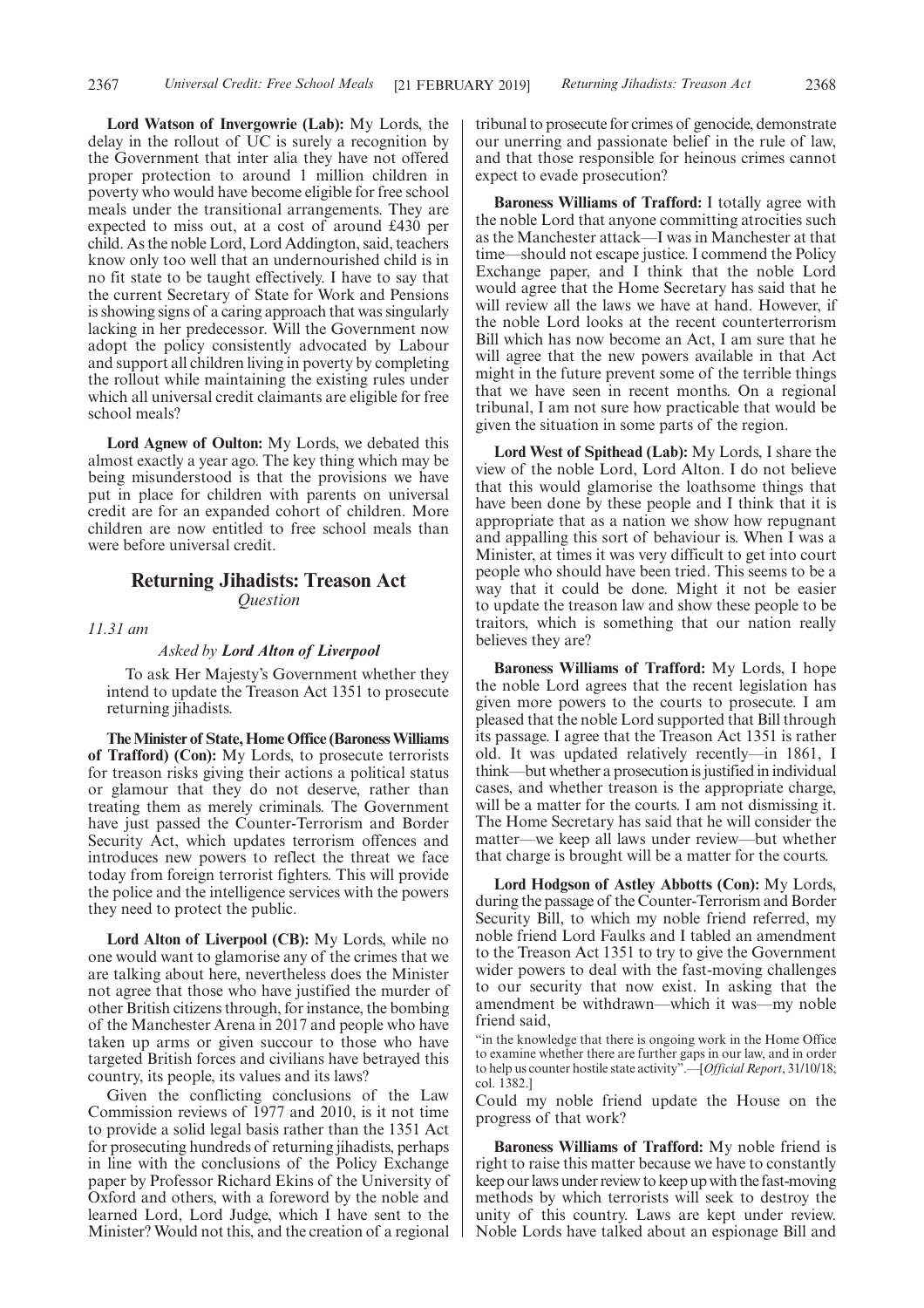**Lord Watson of Invergowrie (Lab):** My Lords, the delay in the rollout of UC is surely a recognition by the Government that inter alia they have not offered proper protection to around 1 million children in poverty who would have become eligible for free school meals under the transitional arrangements. They are expected to miss out, at a cost of around £430 per child. As the noble Lord, Lord Addington, said, teachers know only too well that an undernourished child is in no fit state to be taught effectively. I have to say that the current Secretary of State for Work and Pensions is showing signs of a caring approach that was singularly lacking in her predecessor. Will the Government now adopt the policy consistently advocated by Labour and support all children living in poverty by completing the rollout while maintaining the existing rules under which all universal credit claimants are eligible for free school meals?

**Lord Agnew of Oulton:** My Lords, we debated this almost exactly a year ago. The key thing which may be being misunderstood is that the provisions we have put in place for children with parents on universal credit are for an expanded cohort of children. More children are now entitled to free school meals than were before universal credit.

## Returning Jihadists: Treason Act

*Question*

*11.31 am*

*Asked by* ***Lord Alton of Liverpool***

To ask Her Majesty's Government whether they intend to update the Treason Act 1351 to prosecute returning jihadists.

**The Minister of State, Home Office (Baroness Williams of Trafford) (Con):** My Lords, to prosecute terrorists for treason risks giving their actions a political status or glamour that they do not deserve, rather than treating them as merely criminals. The Government have just passed the Counter-Terrorism and Border Security Act, which updates terrorism offences and introduces new powers to reflect the threat we face today from foreign terrorist fighters. This will provide the police and the intelligence services with the powers they need to protect the public.

**Lord Alton of Liverpool (CB):** My Lords, while no one would want to glamorise any of the crimes that we are talking about here, nevertheless does the Minister not agree that those who have justified the murder of other British citizens through, for instance, the bombing of the Manchester Arena in 2017 and people who have taken up arms or given succour to those who have targeted British forces and civilians have betrayed this country, its people, its values and its laws?

Given the conflicting conclusions of the Law Commission reviews of 1977 and 2010, is it not time to provide a solid legal basis rather than the 1351 Act for prosecuting hundreds of returning jihadists, perhaps in line with the conclusions of the Policy Exchange paper by Professor Richard Ekins of the University of Oxford and others, with a foreword by the noble and learned Lord, Lord Judge, which I have sent to the Minister? Would not this, and the creation of a regional tribunal to prosecute for crimes of genocide, demonstrate our unerring and passionate belief in the rule of law, and that those responsible for heinous crimes cannot expect to evade prosecution?

**Baroness Williams of Trafford:** I totally agree with the noble Lord that anyone committing atrocities such as the Manchester attack—I was in Manchester at that time—should not escape justice. I commend the Policy Exchange paper, and I think that the noble Lord would agree that the Home Secretary has said that he will review all the laws we have at hand. However, if the noble Lord looks at the recent counterterrorism Bill which has now become an Act, I am sure that he will agree that the new powers available in that Act might in the future prevent some of the terrible things that we have seen in recent months. On a regional tribunal, I am not sure how practicable that would be given the situation in some parts of the region.

**Lord West of Spithead (Lab):** My Lords, I share the view of the noble Lord, Lord Alton. I do not believe that this would glamorise the loathsome things that have been done by these people and I think that it is appropriate that as a nation we show how repugnant and appalling this sort of behaviour is. When I was a Minister, at times it was very difficult to get into court people who should have been tried. This seems to be a way that it could be done. Might it not be easier to update the treason law and show these people to be traitors, which is something that our nation really believes they are?

**Baroness Williams of Trafford:** My Lords, I hope the noble Lord agrees that the recent legislation has given more powers to the courts to prosecute. I am pleased that the noble Lord supported that Bill through its passage. I agree that the Treason Act 1351 is rather old. It was updated relatively recently—in 1861, I think—but whether a prosecution is justified in individual cases, and whether treason is the appropriate charge, will be a matter for the courts. I am not dismissing it. The Home Secretary has said that he will consider the matter—we keep all laws under review—but whether that charge is brought will be a matter for the courts.

**Lord Hodgson of Astley Abbotts (Con):** My Lords, during the passage of the Counter-Terrorism and Border Security Bill, to which my noble friend referred, my noble friend Lord Faulks and I tabled an amendment to the Treason Act 1351 to try to give the Government wider powers to deal with the fast-moving challenges to our security that now exist. In asking that the amendment be withdrawn—which it was—my noble friend said,

"in the knowledge that there is ongoing work in the Home Office to examine whether there are further gaps in our law, and in order to help us counter hostile state activity".—[*Official Report*, 31/10/18; col. 1382.]

Could my noble friend update the House on the progress of that work?

**Baroness Williams of Trafford:** My noble friend is right to raise this matter because we have to constantly keep our laws under review to keep up with the fast-moving methods by which terrorists will seek to destroy the unity of this country. Laws are kept under review. Noble Lords have talked about an espionage Bill and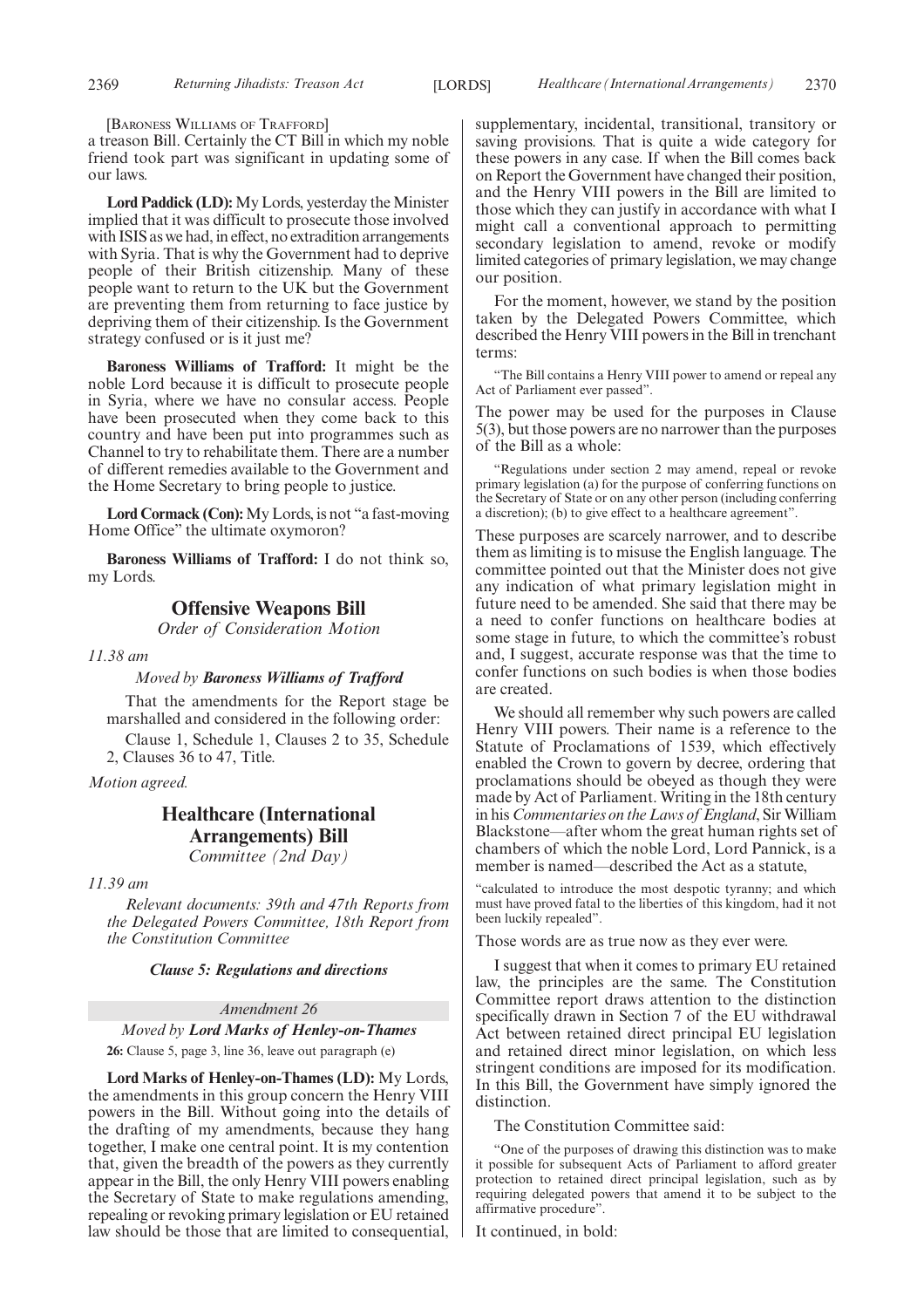[BARONESS WILLIAMS OF TRAFFORD]

a treason Bill. Certainly the CT Bill in which my noble friend took part was significant in updating some of our laws.

**Lord Paddick (LD):** My Lords, yesterday the Minister implied that it was difficult to prosecute those involved with ISIS as we had, in effect, no extradition arrangements with Syria. That is why the Government had to deprive people of their British citizenship. Many of these people want to return to the UK but the Government are preventing them from returning to face justice by depriving them of their citizenship. Is the Government strategy confused or is it just me?

**Baroness Williams of Trafford:** It might be the noble Lord because it is difficult to prosecute people in Syria, where we have no consular access. People have been prosecuted when they come back to this country and have been put into programmes such as Channel to try to rehabilitate them. There are a number of different remedies available to the Government and the Home Secretary to bring people to justice.

**Lord Cormack (Con):** My Lords, is not "a fast-moving Home Office" the ultimate oxymoron?

**Baroness Williams of Trafford:** I do not think so, my Lords.

## Offensive Weapons Bill

*Order of Consideration Motion*

*11.38 am*

*Moved by **Baroness Williams of Trafford***

That the amendments for the Report stage be marshalled and considered in the following order:

Clause 1, Schedule 1, Clauses 2 to 35, Schedule 2, Clauses 36 to 47, Title.

*Motion agreed.*

## Healthcare (International Arrangements) Bill

*Committee (2nd Day)*

*11.39 am*

*Relevant documents: 39th and 47th Reports from the Delegated Powers Committee, 18th Report from the Constitution Committee*

***Clause 5: Regulations and directions***

*Amendment 26*

*Moved by **Lord Marks of Henley-on-Thames***

**26:** Clause 5, page 3, line 36, leave out paragraph (e)

**Lord Marks of Henley-on-Thames (LD):** My Lords, the amendments in this group concern the Henry VIII powers in the Bill. Without going into the details of the drafting of my amendments, because they hang together, I make one central point. It is my contention that, given the breadth of the powers as they currently appear in the Bill, the only Henry VIII powers enabling the Secretary of State to make regulations amending, repealing or revoking primary legislation or EU retained law should be those that are limited to consequential, supplementary, incidental, transitional, transitory or saving provisions. That is quite a wide category for these powers in any case. If when the Bill comes back on Report the Government have changed their position, and the Henry VIII powers in the Bill are limited to those which they can justify in accordance with what I might call a conventional approach to permitting secondary legislation to amend, revoke or modify limited categories of primary legislation, we may change our position.

For the moment, however, we stand by the position taken by the Delegated Powers Committee, which described the Henry VIII powers in the Bill in trenchant terms:

"The Bill contains a Henry VIII power to amend or repeal any Act of Parliament ever passed".

The power may be used for the purposes in Clause 5(3), but those powers are no narrower than the purposes of the Bill as a whole:

"Regulations under section 2 may amend, repeal or revoke primary legislation (a) for the purpose of conferring functions on the Secretary of State or on any other person (including conferring a discretion); (b) to give effect to a healthcare agreement".

These purposes are scarcely narrower, and to describe them as limiting is to misuse the English language. The committee pointed out that the Minister does not give any indication of what primary legislation might in future need to be amended. She said that there may be a need to confer functions on healthcare bodies at some stage in future, to which the committee's robust and, I suggest, accurate response was that the time to confer functions on such bodies is when those bodies are created.

We should all remember why such powers are called Henry VIII powers. Their name is a reference to the Statute of Proclamations of 1539, which effectively enabled the Crown to govern by decree, ordering that proclamations should be obeyed as though they were made by Act of Parliament. Writing in the 18th century in his *Commentaries on the Laws of England*, Sir William Blackstone—after whom the great human rights set of chambers of which the noble Lord, Lord Pannick, is a member is named—described the Act as a statute,

"calculated to introduce the most despotic tyranny; and which must have proved fatal to the liberties of this kingdom, had it not been luckily repealed".

Those words are as true now as they ever were.

I suggest that when it comes to primary EU retained law, the principles are the same. The Constitution Committee report draws attention to the distinction specifically drawn in Section 7 of the EU withdrawal Act between retained direct principal EU legislation and retained direct minor legislation, on which less stringent conditions are imposed for its modification. In this Bill, the Government have simply ignored the distinction.

The Constitution Committee said:

"One of the purposes of drawing this distinction was to make it possible for subsequent Acts of Parliament to afford greater protection to retained direct principal legislation, such as by requiring delegated powers that amend it to be subject to the affirmative procedure".

It continued, in bold: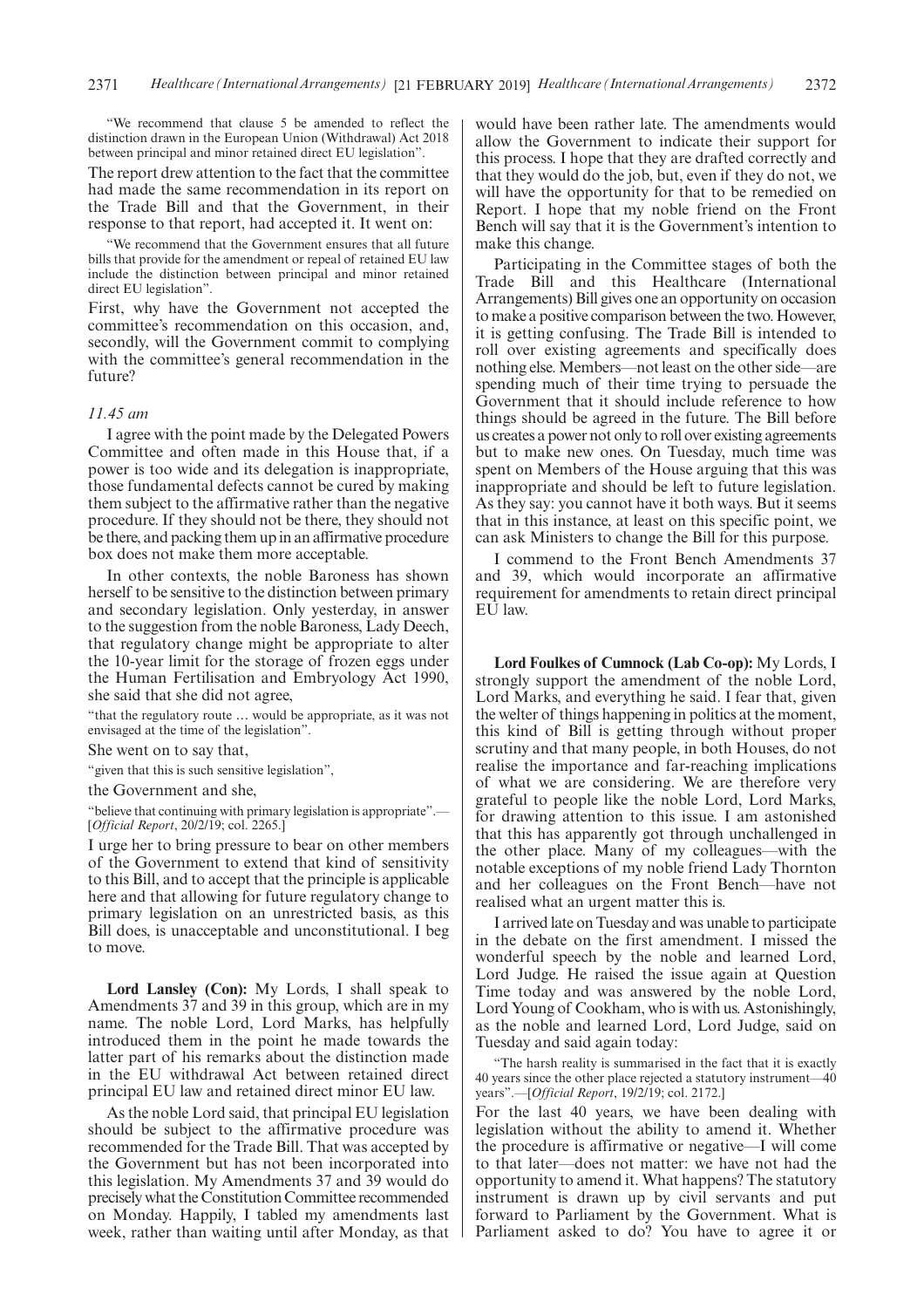"We recommend that clause 5 be amended to reflect the distinction drawn in the European Union (Withdrawal) Act 2018 between principal and minor retained direct EU legislation".

The report drew attention to the fact that the committee had made the same recommendation in its report on the Trade Bill and that the Government, in their response to that report, had accepted it. It went on:

"We recommend that the Government ensures that all future bills that provide for the amendment or repeal of retained EU law include the distinction between principal and minor retained direct EU legislation".

First, why have the Government not accepted the committee's recommendation on this occasion, and, secondly, will the Government commit to complying with the committee's general recommendation in the future?

*11.45 am*

I agree with the point made by the Delegated Powers Committee and often made in this House that, if a power is too wide and its delegation is inappropriate, those fundamental defects cannot be cured by making them subject to the affirmative rather than the negative procedure. If they should not be there, they should not be there, and packing them up in an affirmative procedure box does not make them more acceptable.

In other contexts, the noble Baroness has shown herself to be sensitive to the distinction between primary and secondary legislation. Only yesterday, in answer to the suggestion from the noble Baroness, Lady Deech, that regulatory change might be appropriate to alter the 10-year limit for the storage of frozen eggs under the Human Fertilisation and Embryology Act 1990, she said that she did not agree,

"that the regulatory route … would be appropriate, as it was not envisaged at the time of the legislation".

She went on to say that,

"given that this is such sensitive legislation",

the Government and she,

"believe that continuing with primary legislation is appropriate".—[*Official Report*, 20/2/19; col. 2265.]

I urge her to bring pressure to bear on other members of the Government to extend that kind of sensitivity to this Bill, and to accept that the principle is applicable here and that allowing for future regulatory change to primary legislation on an unrestricted basis, as this Bill does, is unacceptable and unconstitutional. I beg to move.

**Lord Lansley (Con):** My Lords, I shall speak to Amendments 37 and 39 in this group, which are in my name. The noble Lord, Lord Marks, has helpfully introduced them in the point he made towards the latter part of his remarks about the distinction made in the EU withdrawal Act between retained direct principal EU law and retained direct minor EU law.

As the noble Lord said, that principal EU legislation should be subject to the affirmative procedure was recommended for the Trade Bill. That was accepted by the Government but has not been incorporated into this legislation. My Amendments 37 and 39 would do precisely what the Constitution Committee recommended on Monday. Happily, I tabled my amendments last week, rather than waiting until after Monday, as that would have been rather late. The amendments would allow the Government to indicate their support for this process. I hope that they are drafted correctly and that they would do the job, but, even if they do not, we will have the opportunity for that to be remedied on Report. I hope that my noble friend on the Front Bench will say that it is the Government's intention to make this change.

Participating in the Committee stages of both the Trade Bill and this Healthcare (International Arrangements) Bill gives one an opportunity on occasion to make a positive comparison between the two. However, it is getting confusing. The Trade Bill is intended to roll over existing agreements and specifically does nothing else. Members—not least on the other side—are spending much of their time trying to persuade the Government that it should include reference to how things should be agreed in the future. The Bill before us creates a power not only to roll over existing agreements but to make new ones. On Tuesday, much time was spent on Members of the House arguing that this was inappropriate and should be left to future legislation. As they say: you cannot have it both ways. But it seems that in this instance, at least on this specific point, we can ask Ministers to change the Bill for this purpose.

I commend to the Front Bench Amendments 37 and 39, which would incorporate an affirmative requirement for amendments to retain direct principal EU law.

**Lord Foulkes of Cumnock (Lab Co-op):** My Lords, I strongly support the amendment of the noble Lord, Lord Marks, and everything he said. I fear that, given the welter of things happening in politics at the moment, this kind of Bill is getting through without proper scrutiny and that many people, in both Houses, do not realise the importance and far-reaching implications of what we are considering. We are therefore very grateful to people like the noble Lord, Lord Marks, for drawing attention to this issue. I am astonished that this has apparently got through unchallenged in the other place. Many of my colleagues—with the notable exceptions of my noble friend Lady Thornton and her colleagues on the Front Bench—have not realised what an urgent matter this is.

I arrived late on Tuesday and was unable to participate in the debate on the first amendment. I missed the wonderful speech by the noble and learned Lord, Lord Judge. He raised the issue again at Question Time today and was answered by the noble Lord, Lord Young of Cookham, who is with us. Astonishingly, as the noble and learned Lord, Lord Judge, said on Tuesday and said again today:

"The harsh reality is summarised in the fact that it is exactly 40 years since the other place rejected a statutory instrument—40 years".—[*Official Report*, 19/2/19; col. 2172.]

For the last 40 years, we have been dealing with legislation without the ability to amend it. Whether the procedure is affirmative or negative—I will come to that later—does not matter: we have not had the opportunity to amend it. What happens? The statutory instrument is drawn up by civil servants and put forward to Parliament by the Government. What is Parliament asked to do? You have to agree it or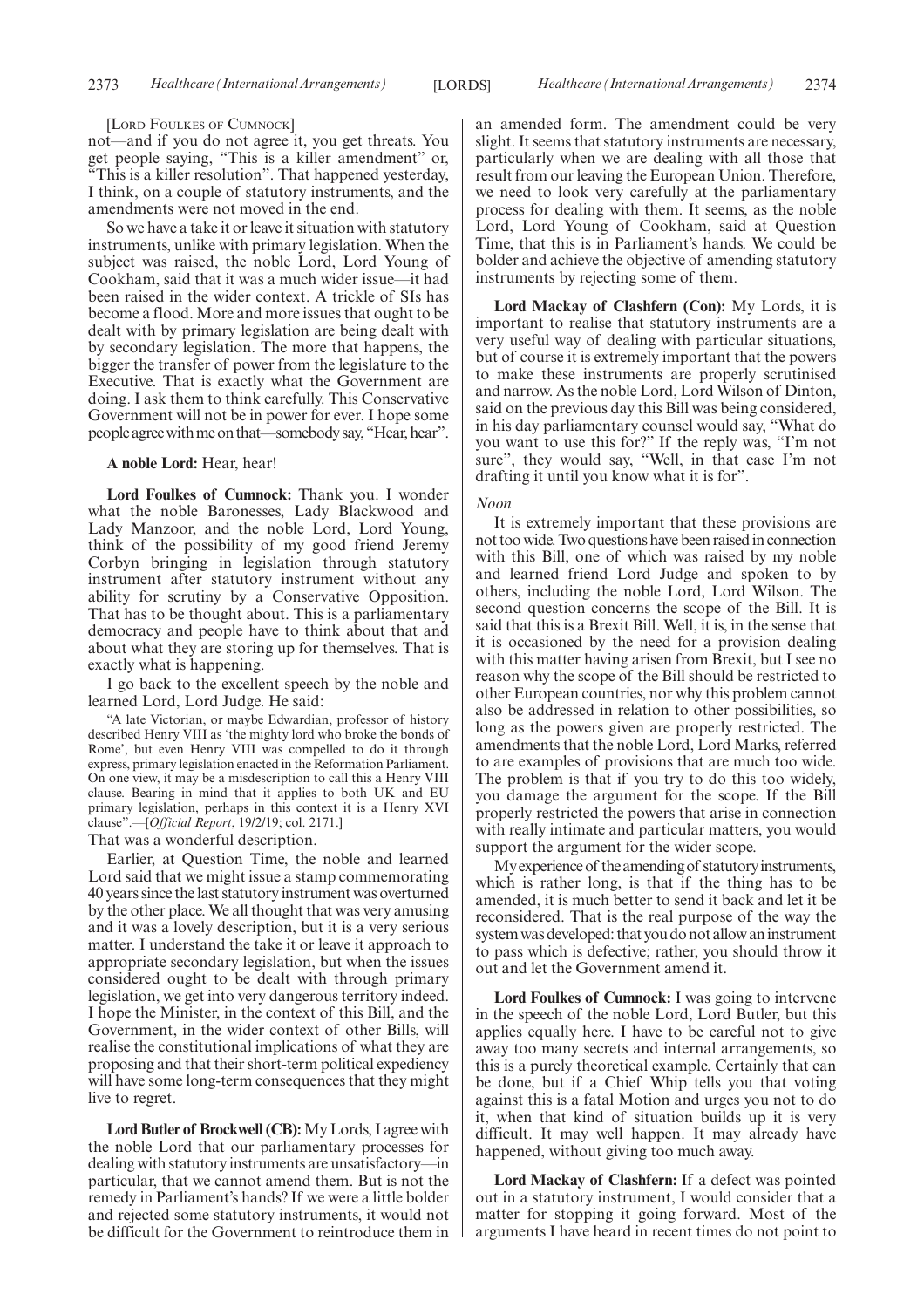[Lord Foulkes of Cumnock]

not—and if you do not agree it, you get threats. You get people saying, "This is a killer amendment" or, "This is a killer resolution". That happened yesterday, I think, on a couple of statutory instruments, and the amendments were not moved in the end.

So we have a take it or leave it situation with statutory instruments, unlike with primary legislation. When the subject was raised, the noble Lord, Lord Young of Cookham, said that it was a much wider issue—it had been raised in the wider context. A trickle of SIs has become a flood. More and more issues that ought to be dealt with by primary legislation are being dealt with by secondary legislation. The more that happens, the bigger the transfer of power from the legislature to the Executive. That is exactly what the Government are doing. I ask them to think carefully. This Conservative Government will not be in power for ever. I hope some people agree with me on that—somebody say, "Hear, hear".

**A noble Lord:** Hear, hear!

**Lord Foulkes of Cumnock:** Thank you. I wonder what the noble Baronesses, Lady Blackwood and Lady Manzoor, and the noble Lord, Lord Young, think of the possibility of my good friend Jeremy Corbyn bringing in legislation through statutory instrument after statutory instrument without any ability for scrutiny by a Conservative Opposition. That has to be thought about. This is a parliamentary democracy and people have to think about that and about what they are storing up for themselves. That is exactly what is happening.

I go back to the excellent speech by the noble and learned Lord, Lord Judge. He said:

"A late Victorian, or maybe Edwardian, professor of history described Henry VIII as 'the mighty lord who broke the bonds of Rome', but even Henry VIII was compelled to do it through express, primary legislation enacted in the Reformation Parliament. On one view, it may be a misdescription to call this a Henry VIII clause. Bearing in mind that it applies to both UK and EU primary legislation, perhaps in this context it is a Henry XVI clause".—[*Official Report*, 19/2/19; col. 2171.]

That was a wonderful description.

Earlier, at Question Time, the noble and learned Lord said that we might issue a stamp commemorating 40 years since the last statutory instrument was overturned by the other place. We all thought that was very amusing and it was a lovely description, but it is a very serious matter. I understand the take it or leave it approach to appropriate secondary legislation, but when the issues considered ought to be dealt with through primary legislation, we get into very dangerous territory indeed. I hope the Minister, in the context of this Bill, and the Government, in the wider context of other Bills, will realise the constitutional implications of what they are proposing and that their short-term political expediency will have some long-term consequences that they might live to regret.

**Lord Butler of Brockwell (CB):** My Lords, I agree with the noble Lord that our parliamentary processes for dealing with statutory instruments are unsatisfactory—in particular, that we cannot amend them. But is not the remedy in Parliament's hands? If we were a little bolder and rejected some statutory instruments, it would not be difficult for the Government to reintroduce them in an amended form. The amendment could be very slight. It seems that statutory instruments are necessary, particularly when we are dealing with all those that result from our leaving the European Union. Therefore, we need to look very carefully at the parliamentary process for dealing with them. It seems, as the noble Lord, Lord Young of Cookham, said at Question Time, that this is in Parliament's hands. We could be bolder and achieve the objective of amending statutory instruments by rejecting some of them.

**Lord Mackay of Clashfern (Con):** My Lords, it is important to realise that statutory instruments are a very useful way of dealing with particular situations, but of course it is extremely important that the powers to make these instruments are properly scrutinised and narrow. As the noble Lord, Lord Wilson of Dinton, said on the previous day this Bill was being considered, in his day parliamentary counsel would say, "What do you want to use this for?" If the reply was, "I'm not sure", they would say, "Well, in that case I'm not drafting it until you know what it is for".

*Noon*

It is extremely important that these provisions are not too wide. Two questions have been raised in connection with this Bill, one of which was raised by my noble and learned friend Lord Judge and spoken to by others, including the noble Lord, Lord Wilson. The second question concerns the scope of the Bill. It is said that this is a Brexit Bill. Well, it is, in the sense that it is occasioned by the need for a provision dealing with this matter having arisen from Brexit, but I see no reason why the scope of the Bill should be restricted to other European countries, nor why this problem cannot also be addressed in relation to other possibilities, so long as the powers given are properly restricted. The amendments that the noble Lord, Lord Marks, referred to are examples of provisions that are much too wide. The problem is that if you try to do this too widely, you damage the argument for the scope. If the Bill properly restricted the powers that arise in connection with really intimate and particular matters, you would support the argument for the wider scope.

My experience of the amending of statutory instruments, which is rather long, is that if the thing has to be amended, it is much better to send it back and let it be reconsidered. That is the real purpose of the way the system was developed: that you do not allow an instrument to pass which is defective; rather, you should throw it out and let the Government amend it.

**Lord Foulkes of Cumnock:** I was going to intervene in the speech of the noble Lord, Lord Butler, but this applies equally here. I have to be careful not to give away too many secrets and internal arrangements, so this is a purely theoretical example. Certainly that can be done, but if a Chief Whip tells you that voting against this is a fatal Motion and urges you not to do it, when that kind of situation builds up it is very difficult. It may well happen. It may already have happened, without giving too much away.

**Lord Mackay of Clashfern:** If a defect was pointed out in a statutory instrument, I would consider that a matter for stopping it going forward. Most of the arguments I have heard in recent times do not point to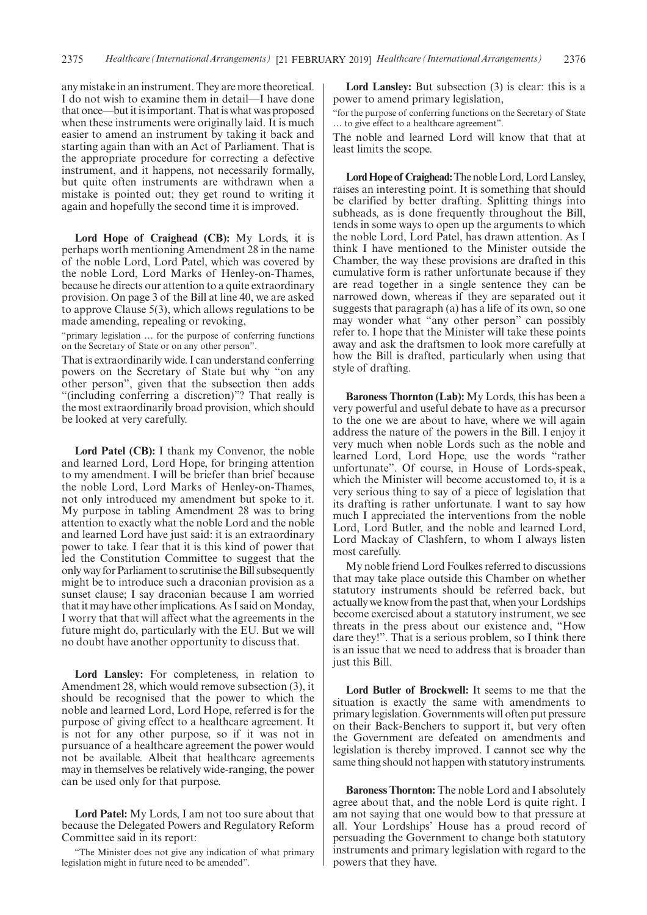any mistake in an instrument. They are more theoretical. I do not wish to examine them in detail—I have done that once—but it is important. That is what was proposed when these instruments were originally laid. It is much easier to amend an instrument by taking it back and starting again than with an Act of Parliament. That is the appropriate procedure for correcting a defective instrument, and it happens, not necessarily formally, but quite often instruments are withdrawn when a mistake is pointed out; they get round to writing it again and hopefully the second time it is improved.

**Lord Hope of Craighead (CB):** My Lords, it is perhaps worth mentioning Amendment 28 in the name of the noble Lord, Lord Patel, which was covered by the noble Lord, Lord Marks of Henley-on-Thames, because he directs our attention to a quite extraordinary provision. On page 3 of the Bill at line 40, we are asked to approve Clause 5(3), which allows regulations to be made amending, repealing or revoking,

"primary legislation … for the purpose of conferring functions on the Secretary of State or on any other person".

That is extraordinarily wide. I can understand conferring powers on the Secretary of State but why "on any other person", given that the subsection then adds "(including conferring a discretion)"? That really is the most extraordinarily broad provision, which should be looked at very carefully.

**Lord Patel (CB):** I thank my Convenor, the noble and learned Lord, Lord Hope, for bringing attention to my amendment. I will be briefer than brief because the noble Lord, Lord Marks of Henley-on-Thames, not only introduced my amendment but spoke to it. My purpose in tabling Amendment 28 was to bring attention to exactly what the noble Lord and the noble and learned Lord have just said: it is an extraordinary power to take. I fear that it is this kind of power that led the Constitution Committee to suggest that the only way for Parliament to scrutinise the Bill subsequently might be to introduce such a draconian provision as a sunset clause; I say draconian because I am worried that it may have other implications. As I said on Monday, I worry that that will affect what the agreements in the future might do, particularly with the EU. But we will no doubt have another opportunity to discuss that.

**Lord Lansley:** For completeness, in relation to Amendment 28, which would remove subsection (3), it should be recognised that the power to which the noble and learned Lord, Lord Hope, referred is for the purpose of giving effect to a healthcare agreement. It is not for any other purpose, so if it was not in pursuance of a healthcare agreement the power would not be available. Albeit that healthcare agreements may in themselves be relatively wide-ranging, the power can be used only for that purpose.

**Lord Patel:** My Lords, I am not too sure about that because the Delegated Powers and Regulatory Reform Committee said in its report:

"The Minister does not give any indication of what primary legislation might in future need to be amended".

**Lord Lansley:** But subsection (3) is clear: this is a power to amend primary legislation,

"for the purpose of conferring functions on the Secretary of State … to give effect to a healthcare agreement".

The noble and learned Lord will know that that at least limits the scope.

**Lord Hope of Craighead:** The noble Lord, Lord Lansley, raises an interesting point. It is something that should be clarified by better drafting. Splitting things into subheads, as is done frequently throughout the Bill, tends in some ways to open up the arguments to which the noble Lord, Lord Patel, has drawn attention. As I think I have mentioned to the Minister outside the Chamber, the way these provisions are drafted in this cumulative form is rather unfortunate because if they are read together in a single sentence they can be narrowed down, whereas if they are separated out it suggests that paragraph (a) has a life of its own, so one may wonder what "any other person" can possibly refer to. I hope that the Minister will take these points away and ask the draftsmen to look more carefully at how the Bill is drafted, particularly when using that style of drafting.

**Baroness Thornton (Lab):** My Lords, this has been a very powerful and useful debate to have as a precursor to the one we are about to have, where we will again address the nature of the powers in the Bill. I enjoy it very much when noble Lords such as the noble and learned Lord, Lord Hope, use the words "rather unfortunate". Of course, in House of Lords-speak, which the Minister will become accustomed to, it is a very serious thing to say of a piece of legislation that its drafting is rather unfortunate. I want to say how much I appreciated the interventions from the noble Lord, Lord Butler, and the noble and learned Lord, Lord Mackay of Clashfern, to whom I always listen most carefully.

My noble friend Lord Foulkes referred to discussions that may take place outside this Chamber on whether statutory instruments should be referred back, but actually we know from the past that, when your Lordships become exercised about a statutory instrument, we see threats in the press about our existence and, "How dare they!". That is a serious problem, so I think there is an issue that we need to address that is broader than just this Bill.

**Lord Butler of Brockwell:** It seems to me that the situation is exactly the same with amendments to primary legislation. Governments will often put pressure on their Back-Benchers to support it, but very often the Government are defeated on amendments and legislation is thereby improved. I cannot see why the same thing should not happen with statutory instruments.

**Baroness Thornton:** The noble Lord and I absolutely agree about that, and the noble Lord is quite right. I am not saying that one would bow to that pressure at all. Your Lordships' House has a proud record of persuading the Government to change both statutory instruments and primary legislation with regard to the powers that they have.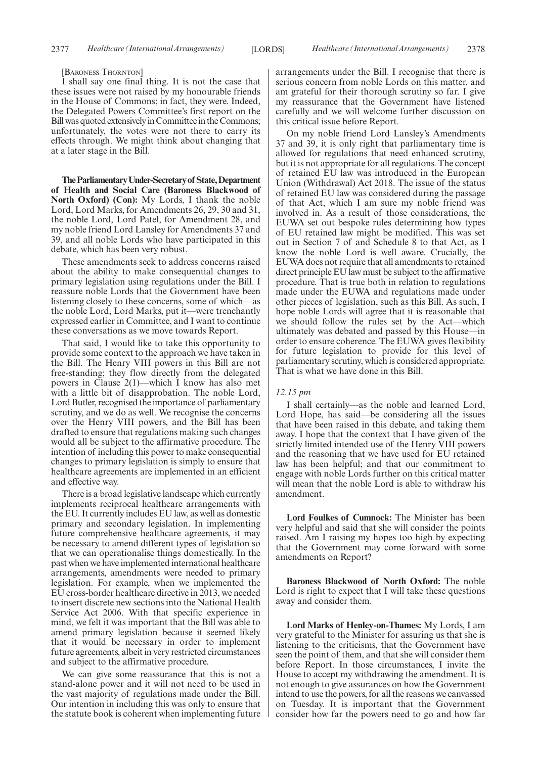[BARONESS THORNTON]

I shall say one final thing. It is not the case that these issues were not raised by my honourable friends in the House of Commons; in fact, they were. Indeed, the Delegated Powers Committee's first report on the Bill was quoted extensively in Committee in the Commons; unfortunately, the votes were not there to carry its effects through. We might think about changing that at a later stage in the Bill.

**The Parliamentary Under-Secretary of State, Department of Health and Social Care (Baroness Blackwood of North Oxford) (Con):** My Lords, I thank the noble Lord, Lord Marks, for Amendments 26, 29, 30 and 31, the noble Lord, Lord Patel, for Amendment 28, and my noble friend Lord Lansley for Amendments 37 and 39, and all noble Lords who have participated in this debate, which has been very robust.

These amendments seek to address concerns raised about the ability to make consequential changes to primary legislation using regulations under the Bill. I reassure noble Lords that the Government have been listening closely to these concerns, some of which—as the noble Lord, Lord Marks, put it—were trenchantly expressed earlier in Committee, and I want to continue these conversations as we move towards Report.

That said, I would like to take this opportunity to provide some context to the approach we have taken in the Bill. The Henry VIII powers in this Bill are not free-standing; they flow directly from the delegated powers in Clause 2(1)—which I know has also met with a little bit of disapprobation. The noble Lord, Lord Butler, recognised the importance of parliamentary scrutiny, and we do as well. We recognise the concerns over the Henry VIII powers, and the Bill has been drafted to ensure that regulations making such changes would all be subject to the affirmative procedure. The intention of including this power to make consequential changes to primary legislation is simply to ensure that healthcare agreements are implemented in an efficient and effective way.

There is a broad legislative landscape which currently implements reciprocal healthcare arrangements with the EU. It currently includes EU law, as well as domestic primary and secondary legislation. In implementing future comprehensive healthcare agreements, it may be necessary to amend different types of legislation so that we can operationalise things domestically. In the past when we have implemented international healthcare arrangements, amendments were needed to primary legislation. For example, when we implemented the EU cross-border healthcare directive in 2013, we needed to insert discrete new sections into the National Health Service Act 2006. With that specific experience in mind, we felt it was important that the Bill was able to amend primary legislation because it seemed likely that it would be necessary in order to implement future agreements, albeit in very restricted circumstances and subject to the affirmative procedure.

We can give some reassurance that this is not a stand-alone power and it will not need to be used in the vast majority of regulations made under the Bill. Our intention in including this was only to ensure that the statute book is coherent when implementing future arrangements under the Bill. I recognise that there is serious concern from noble Lords on this matter, and am grateful for their thorough scrutiny so far. I give my reassurance that the Government have listened carefully and we will welcome further discussion on this critical issue before Report.

On my noble friend Lord Lansley's Amendments 37 and 39, it is only right that parliamentary time is allowed for regulations that need enhanced scrutiny, but it is not appropriate for all regulations. The concept of retained EU law was introduced in the European Union (Withdrawal) Act 2018. The issue of the status of retained EU law was considered during the passage of that Act, which I am sure my noble friend was involved in. As a result of those considerations, the EUWA set out bespoke rules determining how types of EU retained law might be modified. This was set out in Section 7 of and Schedule 8 to that Act, as I know the noble Lord is well aware. Crucially, the EUWA does not require that all amendments to retained direct principle EU law must be subject to the affirmative procedure. That is true both in relation to regulations made under the EUWA and regulations made under other pieces of legislation, such as this Bill. As such, I hope noble Lords will agree that it is reasonable that we should follow the rules set by the Act—which ultimately was debated and passed by this House—in order to ensure coherence. The EUWA gives flexibility for future legislation to provide for this level of parliamentary scrutiny, which is considered appropriate. That is what we have done in this Bill.

*12.15 pm*

I shall certainly—as the noble and learned Lord, Lord Hope, has said—be considering all the issues that have been raised in this debate, and taking them away. I hope that the context that I have given of the strictly limited intended use of the Henry VIII powers and the reasoning that we have used for EU retained law has been helpful; and that our commitment to engage with noble Lords further on this critical matter will mean that the noble Lord is able to withdraw his amendment.

**Lord Foulkes of Cumnock:** The Minister has been very helpful and said that she will consider the points raised. Am I raising my hopes too high by expecting that the Government may come forward with some amendments on Report?

**Baroness Blackwood of North Oxford:** The noble Lord is right to expect that I will take these questions away and consider them.

**Lord Marks of Henley-on-Thames:** My Lords, I am very grateful to the Minister for assuring us that she is listening to the criticisms, that the Government have seen the point of them, and that she will consider them before Report. In those circumstances, I invite the House to accept my withdrawing the amendment. It is not enough to give assurances on how the Government intend to use the powers, for all the reasons we canvassed on Tuesday. It is important that the Government consider how far the powers need to go and how far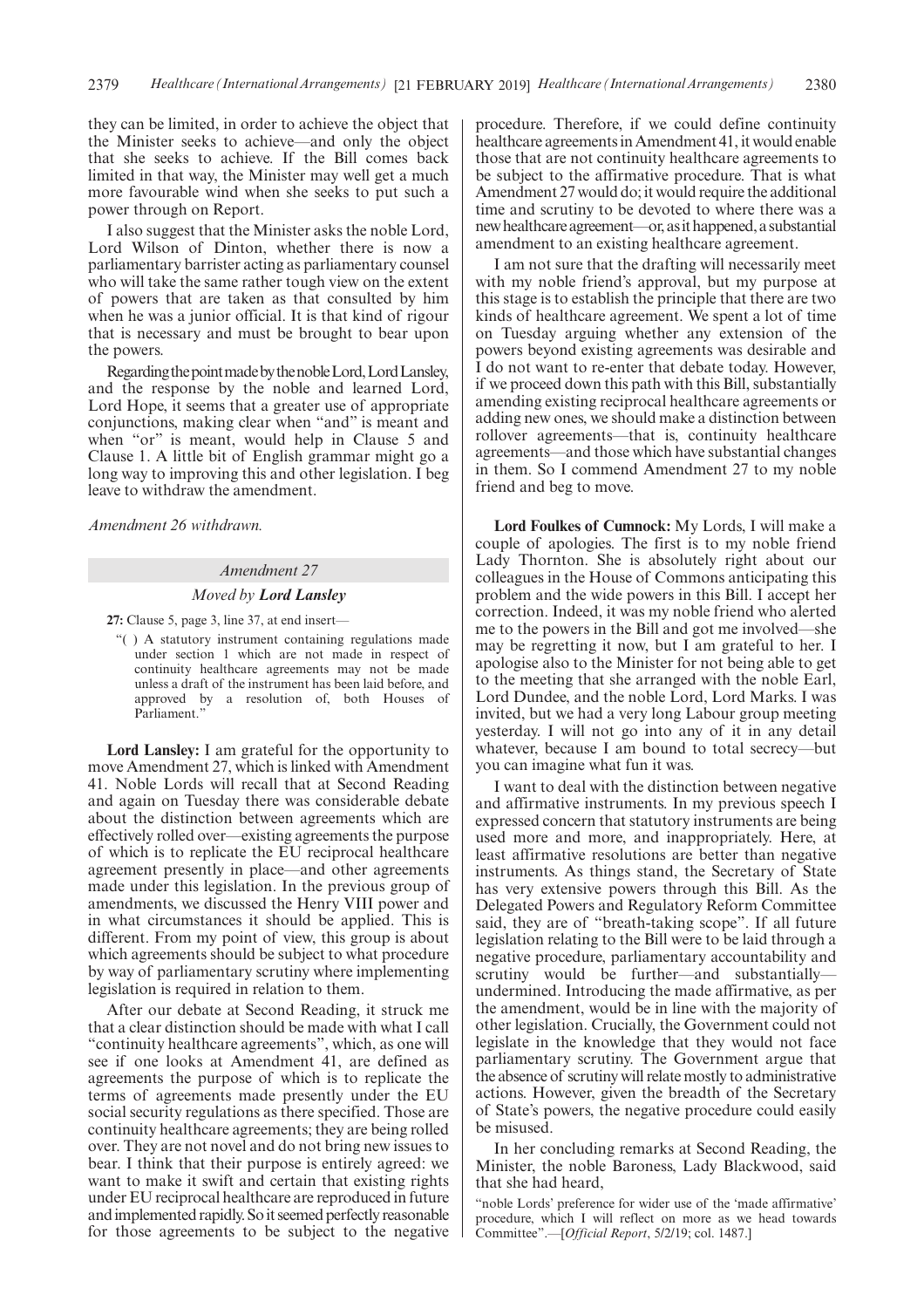they can be limited, in order to achieve the object that the Minister seeks to achieve—and only the object that she seeks to achieve. If the Bill comes back limited in that way, the Minister may well get a much more favourable wind when she seeks to put such a power through on Report.

I also suggest that the Minister asks the noble Lord, Lord Wilson of Dinton, whether there is now a parliamentary barrister acting as parliamentary counsel who will take the same rather tough view on the extent of powers that are taken as that consulted by him when he was a junior official. It is that kind of rigour that is necessary and must be brought to bear upon the powers.

Regarding the point made by the noble Lord, Lord Lansley, and the response by the noble and learned Lord, Lord Hope, it seems that a greater use of appropriate conjunctions, making clear when "and" is meant and when "or" is meant, would help in Clause 5 and Clause 1. A little bit of English grammar might go a long way to improving this and other legislation. I beg leave to withdraw the amendment.

*Amendment 26 withdrawn.*

*Amendment 27*

*Moved by **Lord Lansley***

**27:** Clause 5, page 3, line 37, at end insert—

"( ) A statutory instrument containing regulations made under section 1 which are not made in respect of continuity healthcare agreements may not be made unless a draft of the instrument has been laid before, and approved by a resolution of, both Houses of Parliament."

**Lord Lansley:** I am grateful for the opportunity to move Amendment 27, which is linked with Amendment 41. Noble Lords will recall that at Second Reading and again on Tuesday there was considerable debate about the distinction between agreements which are effectively rolled over—existing agreements the purpose of which is to replicate the EU reciprocal healthcare agreement presently in place—and other agreements made under this legislation. In the previous group of amendments, we discussed the Henry VIII power and in what circumstances it should be applied. This is different. From my point of view, this group is about which agreements should be subject to what procedure by way of parliamentary scrutiny where implementing legislation is required in relation to them.

After our debate at Second Reading, it struck me that a clear distinction should be made with what I call "continuity healthcare agreements", which, as one will see if one looks at Amendment 41, are defined as agreements the purpose of which is to replicate the terms of agreements made presently under the EU social security regulations as there specified. Those are continuity healthcare agreements; they are being rolled over. They are not novel and do not bring new issues to bear. I think that their purpose is entirely agreed: we want to make it swift and certain that existing rights under EU reciprocal healthcare are reproduced in future and implemented rapidly. So it seemed perfectly reasonable for those agreements to be subject to the negative procedure. Therefore, if we could define continuity healthcare agreements in Amendment 41, it would enable those that are not continuity healthcare agreements to be subject to the affirmative procedure. That is what Amendment 27 would do; it would require the additional time and scrutiny to be devoted to where there was a new healthcare agreement—or, as it happened, a substantial amendment to an existing healthcare agreement.

I am not sure that the drafting will necessarily meet with my noble friend's approval, but my purpose at this stage is to establish the principle that there are two kinds of healthcare agreement. We spent a lot of time on Tuesday arguing whether any extension of the powers beyond existing agreements was desirable and I do not want to re-enter that debate today. However, if we proceed down this path with this Bill, substantially amending existing reciprocal healthcare agreements or adding new ones, we should make a distinction between rollover agreements—that is, continuity healthcare agreements—and those which have substantial changes in them. So I commend Amendment 27 to my noble friend and beg to move.

**Lord Foulkes of Cumnock:** My Lords, I will make a couple of apologies. The first is to my noble friend Lady Thornton. She is absolutely right about our colleagues in the House of Commons anticipating this problem and the wide powers in this Bill. I accept her correction. Indeed, it was my noble friend who alerted me to the powers in the Bill and got me involved—she may be regretting it now, but I am grateful to her. I apologise also to the Minister for not being able to get to the meeting that she arranged with the noble Earl, Lord Dundee, and the noble Lord, Lord Marks. I was invited, but we had a very long Labour group meeting yesterday. I will not go into any of it in any detail whatever, because I am bound to total secrecy—but you can imagine what fun it was.

I want to deal with the distinction between negative and affirmative instruments. In my previous speech I expressed concern that statutory instruments are being used more and more, and inappropriately. Here, at least affirmative resolutions are better than negative instruments. As things stand, the Secretary of State has very extensive powers through this Bill. As the Delegated Powers and Regulatory Reform Committee said, they are of "breath-taking scope". If all future legislation relating to the Bill were to be laid through a negative procedure, parliamentary accountability and scrutiny would be further—and substantially—undermined. Introducing the made affirmative, as per the amendment, would be in line with the majority of other legislation. Crucially, the Government could not legislate in the knowledge that they would not face parliamentary scrutiny. The Government argue that the absence of scrutiny will relate mostly to administrative actions. However, given the breadth of the Secretary of State's powers, the negative procedure could easily be misused.

In her concluding remarks at Second Reading, the Minister, the noble Baroness, Lady Blackwood, said that she had heard,

"noble Lords' preference for wider use of the 'made affirmative' procedure, which I will reflect on more as we head towards Committee".—[*Official Report*, 5/2/19; col. 1487.]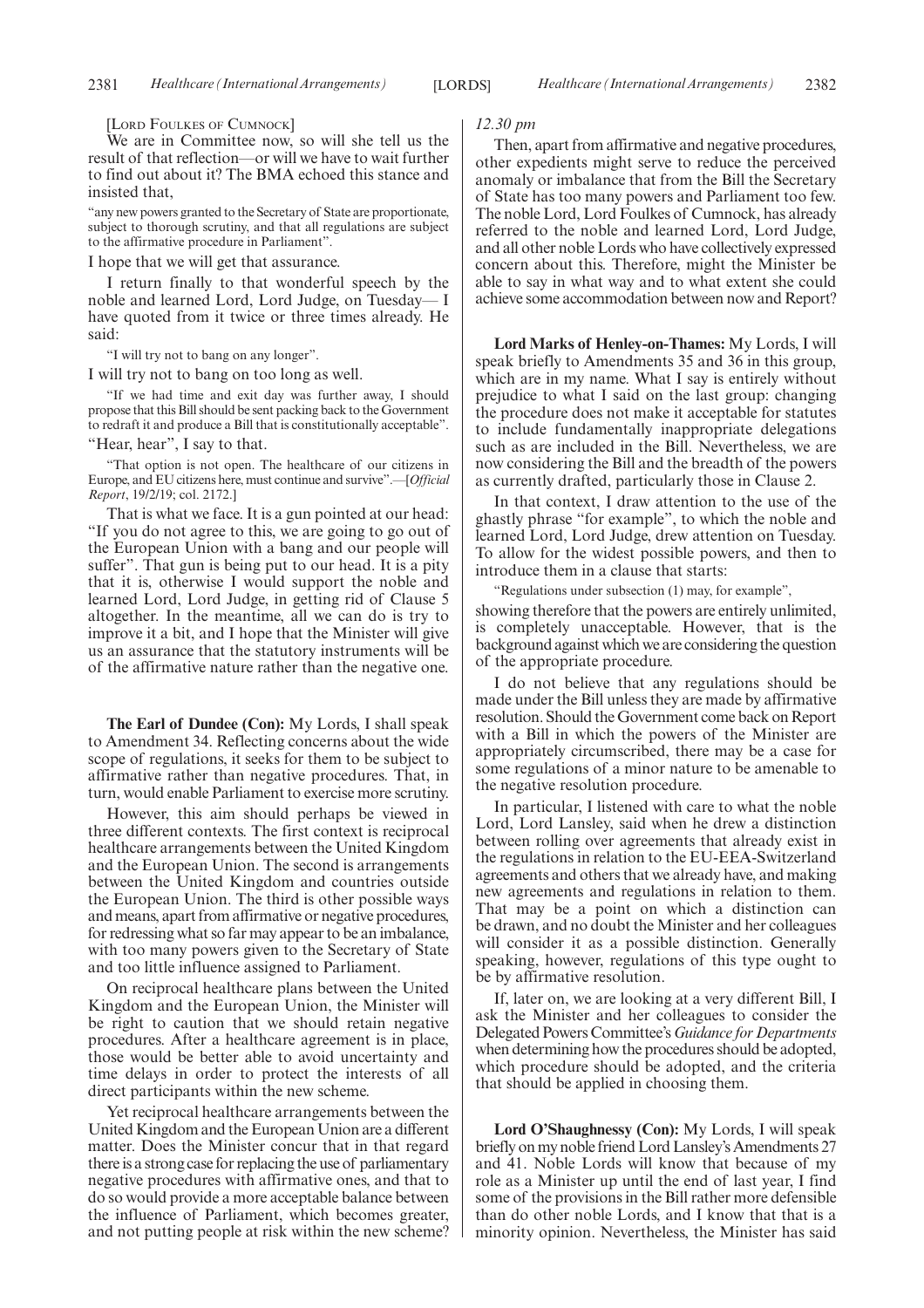[LORD FOULKES OF CUMNOCK]

We are in Committee now, so will she tell us the result of that reflection—or will we have to wait further to find out about it? The BMA echoed this stance and insisted that,

"any new powers granted to the Secretary of State are proportionate, subject to thorough scrutiny, and that all regulations are subject to the affirmative procedure in Parliament".

I hope that we will get that assurance.

I return finally to that wonderful speech by the noble and learned Lord, Lord Judge, on Tuesday— I have quoted from it twice or three times already. He said:

"I will try not to bang on any longer".

I will try not to bang on too long as well.

"If we had time and exit day was further away, I should propose that this Bill should be sent packing back to the Government to redraft it and produce a Bill that is constitutionally acceptable".

"Hear, hear", I say to that.

"That option is not open. The healthcare of our citizens in Europe, and EU citizens here, must continue and survive".—[*Official Report*, 19/2/19; col. 2172.]

That is what we face. It is a gun pointed at our head: "If you do not agree to this, we are going to go out of the European Union with a bang and our people will suffer". That gun is being put to our head. It is a pity that it is, otherwise I would support the noble and learned Lord, Lord Judge, in getting rid of Clause 5 altogether. In the meantime, all we can do is try to improve it a bit, and I hope that the Minister will give us an assurance that the statutory instruments will be of the affirmative nature rather than the negative one.

**The Earl of Dundee (Con):** My Lords, I shall speak to Amendment 34. Reflecting concerns about the wide scope of regulations, it seeks for them to be subject to affirmative rather than negative procedures. That, in turn, would enable Parliament to exercise more scrutiny.

However, this aim should perhaps be viewed in three different contexts. The first context is reciprocal healthcare arrangements between the United Kingdom and the European Union. The second is arrangements between the United Kingdom and countries outside the European Union. The third is other possible ways and means, apart from affirmative or negative procedures, for redressing what so far may appear to be an imbalance, with too many powers given to the Secretary of State and too little influence assigned to Parliament.

On reciprocal healthcare plans between the United Kingdom and the European Union, the Minister will be right to caution that we should retain negative procedures. After a healthcare agreement is in place, those would be better able to avoid uncertainty and time delays in order to protect the interests of all direct participants within the new scheme.

Yet reciprocal healthcare arrangements between the United Kingdom and the European Union are a different matter. Does the Minister concur that in that regard there is a strong case for replacing the use of parliamentary negative procedures with affirmative ones, and that to do so would provide a more acceptable balance between the influence of Parliament, which becomes greater, and not putting people at risk within the new scheme?

*12.30 pm*

Then, apart from affirmative and negative procedures, other expedients might serve to reduce the perceived anomaly or imbalance that from the Bill the Secretary of State has too many powers and Parliament too few. The noble Lord, Lord Foulkes of Cumnock, has already referred to the noble and learned Lord, Lord Judge, and all other noble Lords who have collectively expressed concern about this. Therefore, might the Minister be able to say in what way and to what extent she could achieve some accommodation between now and Report?

**Lord Marks of Henley-on-Thames:** My Lords, I will speak briefly to Amendments 35 and 36 in this group, which are in my name. What I say is entirely without prejudice to what I said on the last group: changing the procedure does not make it acceptable for statutes to include fundamentally inappropriate delegations such as are included in the Bill. Nevertheless, we are now considering the Bill and the breadth of the powers as currently drafted, particularly those in Clause 2.

In that context, I draw attention to the use of the ghastly phrase "for example", to which the noble and learned Lord, Lord Judge, drew attention on Tuesday. To allow for the widest possible powers, and then to introduce them in a clause that starts:

"Regulations under subsection (1) may, for example",

showing therefore that the powers are entirely unlimited, is completely unacceptable. However, that is the background against which we are considering the question of the appropriate procedure.

I do not believe that any regulations should be made under the Bill unless they are made by affirmative resolution. Should the Government come back on Report with a Bill in which the powers of the Minister are appropriately circumscribed, there may be a case for some regulations of a minor nature to be amenable to the negative resolution procedure.

In particular, I listened with care to what the noble Lord, Lord Lansley, said when he drew a distinction between rolling over agreements that already exist in the regulations in relation to the EU-EEA-Switzerland agreements and others that we already have, and making new agreements and regulations in relation to them. That may be a point on which a distinction can be drawn, and no doubt the Minister and her colleagues will consider it as a possible distinction. Generally speaking, however, regulations of this type ought to be by affirmative resolution.

If, later on, we are looking at a very different Bill, I ask the Minister and her colleagues to consider the Delegated Powers Committee's *Guidance for Departments* when determining how the procedures should be adopted, which procedure should be adopted, and the criteria that should be applied in choosing them.

**Lord O'Shaughnessy (Con):** My Lords, I will speak briefly on my noble friend Lord Lansley's Amendments 27 and 41. Noble Lords will know that because of my role as a Minister up until the end of last year, I find some of the provisions in the Bill rather more defensible than do other noble Lords, and I know that that is a minority opinion. Nevertheless, the Minister has said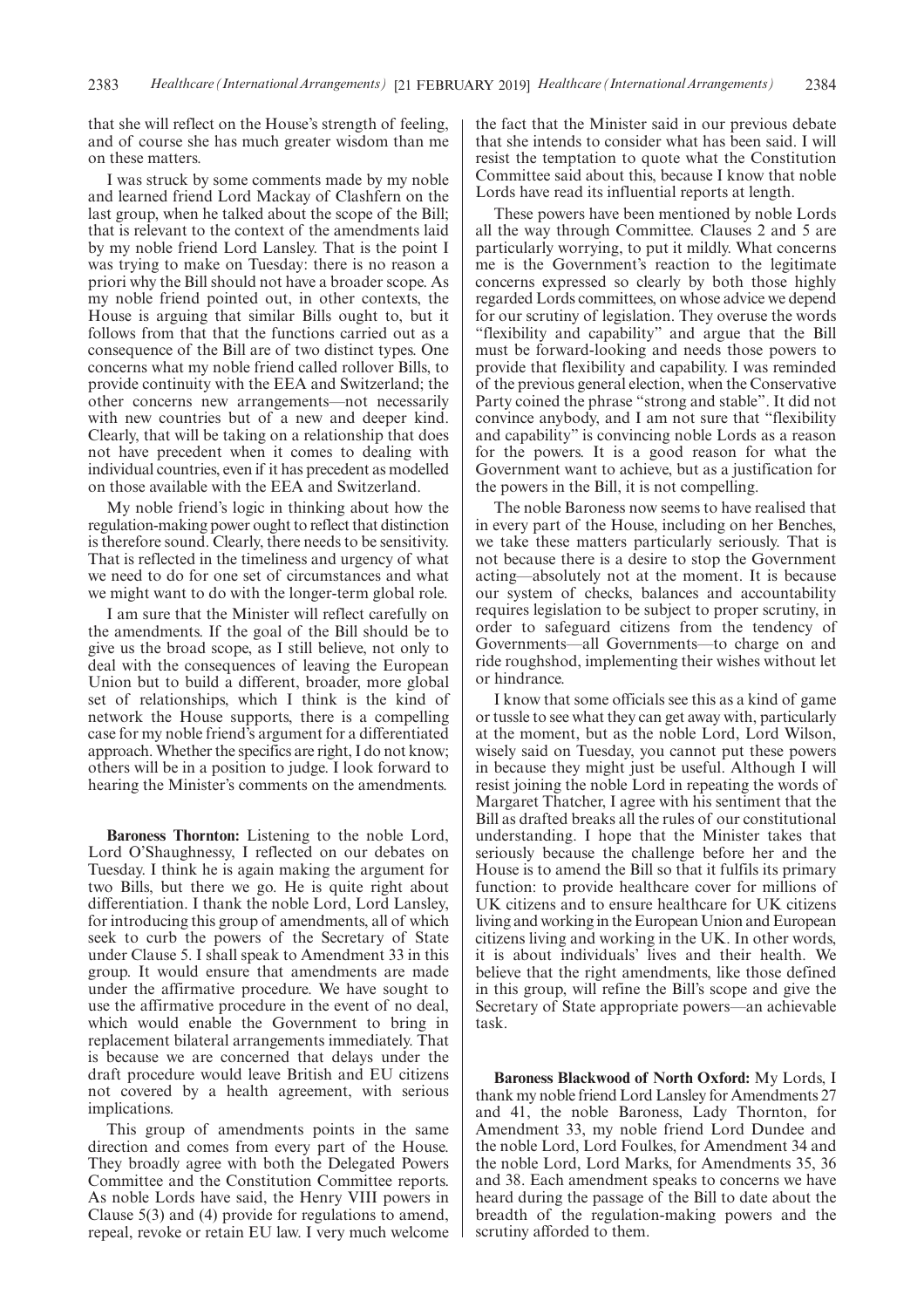that she will reflect on the House's strength of feeling, and of course she has much greater wisdom than me on these matters.

I was struck by some comments made by my noble and learned friend Lord Mackay of Clashfern on the last group, when he talked about the scope of the Bill; that is relevant to the context of the amendments laid by my noble friend Lord Lansley. That is the point I was trying to make on Tuesday: there is no reason a priori why the Bill should not have a broader scope. As my noble friend pointed out, in other contexts, the House is arguing that similar Bills ought to, but it follows from that that the functions carried out as a consequence of the Bill are of two distinct types. One concerns what my noble friend called rollover Bills, to provide continuity with the EEA and Switzerland; the other concerns new arrangements—not necessarily with new countries but of a new and deeper kind. Clearly, that will be taking on a relationship that does not have precedent when it comes to dealing with individual countries, even if it has precedent as modelled on those available with the EEA and Switzerland.

My noble friend's logic in thinking about how the regulation-making power ought to reflect that distinction is therefore sound. Clearly, there needs to be sensitivity. That is reflected in the timeliness and urgency of what we need to do for one set of circumstances and what we might want to do with the longer-term global role.

I am sure that the Minister will reflect carefully on the amendments. If the goal of the Bill should be to give us the broad scope, as I still believe, not only to deal with the consequences of leaving the European Union but to build a different, broader, more global set of relationships, which I think is the kind of network the House supports, there is a compelling case for my noble friend's argument for a differentiated approach. Whether the specifics are right, I do not know; others will be in a position to judge. I look forward to hearing the Minister's comments on the amendments.

**Baroness Thornton:** Listening to the noble Lord, Lord O'Shaughnessy, I reflected on our debates on Tuesday. I think he is again making the argument for two Bills, but there we go. He is quite right about differentiation. I thank the noble Lord, Lord Lansley, for introducing this group of amendments, all of which seek to curb the powers of the Secretary of State under Clause 5. I shall speak to Amendment 33 in this group. It would ensure that amendments are made under the affirmative procedure. We have sought to use the affirmative procedure in the event of no deal, which would enable the Government to bring in replacement bilateral arrangements immediately. That is because we are concerned that delays under the draft procedure would leave British and EU citizens not covered by a health agreement, with serious implications.

This group of amendments points in the same direction and comes from every part of the House. They broadly agree with both the Delegated Powers Committee and the Constitution Committee reports. As noble Lords have said, the Henry VIII powers in Clause 5(3) and (4) provide for regulations to amend, repeal, revoke or retain EU law. I very much welcome the fact that the Minister said in our previous debate that she intends to consider what has been said. I will resist the temptation to quote what the Constitution Committee said about this, because I know that noble Lords have read its influential reports at length.

These powers have been mentioned by noble Lords all the way through Committee. Clauses 2 and 5 are particularly worrying, to put it mildly. What concerns me is the Government's reaction to the legitimate concerns expressed so clearly by both those highly regarded Lords committees, on whose advice we depend for our scrutiny of legislation. They overuse the words "flexibility and capability" and argue that the Bill must be forward-looking and needs those powers to provide that flexibility and capability. I was reminded of the previous general election, when the Conservative Party coined the phrase "strong and stable". It did not convince anybody, and I am not sure that "flexibility and capability" is convincing noble Lords as a reason for the powers. It is a good reason for what the Government want to achieve, but as a justification for the powers in the Bill, it is not compelling.

The noble Baroness now seems to have realised that in every part of the House, including on her Benches, we take these matters particularly seriously. That is not because there is a desire to stop the Government acting—absolutely not at the moment. It is because our system of checks, balances and accountability requires legislation to be subject to proper scrutiny, in order to safeguard citizens from the tendency of Governments—all Governments—to charge on and ride roughshod, implementing their wishes without let or hindrance.

I know that some officials see this as a kind of game or tussle to see what they can get away with, particularly at the moment, but as the noble Lord, Lord Wilson, wisely said on Tuesday, you cannot put these powers in because they might just be useful. Although I will resist joining the noble Lord in repeating the words of Margaret Thatcher, I agree with his sentiment that the Bill as drafted breaks all the rules of our constitutional understanding. I hope that the Minister takes that seriously because the challenge before her and the House is to amend the Bill so that it fulfils its primary function: to provide healthcare cover for millions of UK citizens and to ensure healthcare for UK citizens living and working in the European Union and European citizens living and working in the UK. In other words, it is about individuals' lives and their health. We believe that the right amendments, like those defined in this group, will refine the Bill's scope and give the Secretary of State appropriate powers—an achievable task.

**Baroness Blackwood of North Oxford:** My Lords, I thank my noble friend Lord Lansley for Amendments 27 and 41, the noble Baroness, Lady Thornton, for Amendment 33, my noble friend Lord Dundee and the noble Lord, Lord Foulkes, for Amendment 34 and the noble Lord, Lord Marks, for Amendments 35, 36 and 38. Each amendment speaks to concerns we have heard during the passage of the Bill to date about the breadth of the regulation-making powers and the scrutiny afforded to them.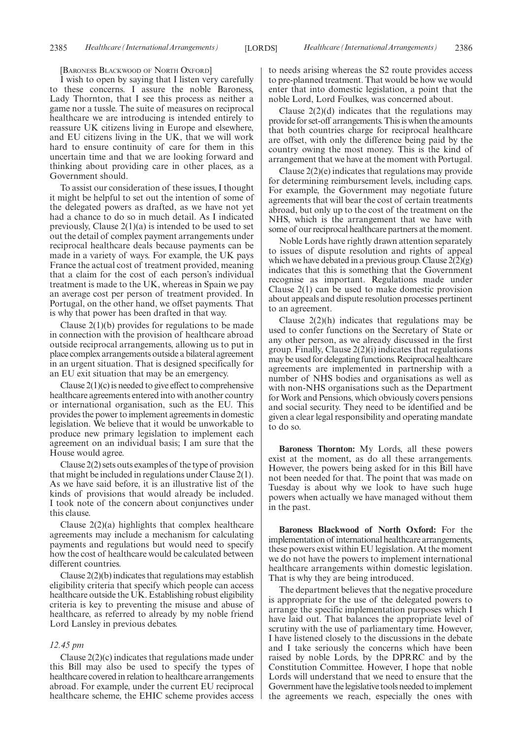[BARONESS BLACKWOOD OF NORTH OXFORD]

I wish to open by saying that I listen very carefully to these concerns. I assure the noble Baroness, Lady Thornton, that I see this process as neither a game nor a tussle. The suite of measures on reciprocal healthcare we are introducing is intended entirely to reassure UK citizens living in Europe and elsewhere, and EU citizens living in the UK, that we will work hard to ensure continuity of care for them in this uncertain time and that we are looking forward and thinking about providing care in other places, as a Government should.

To assist our consideration of these issues, I thought it might be helpful to set out the intention of some of the delegated powers as drafted, as we have not yet had a chance to do so in much detail. As I indicated previously, Clause 2(1)(a) is intended to be used to set out the detail of complex payment arrangements under reciprocal healthcare deals because payments can be made in a variety of ways. For example, the UK pays France the actual cost of treatment provided, meaning that a claim for the cost of each person's individual treatment is made to the UK, whereas in Spain we pay an average cost per person of treatment provided. In Portugal, on the other hand, we offset payments. That is why that power has been drafted in that way.

Clause 2(1)(b) provides for regulations to be made in connection with the provision of healthcare abroad outside reciprocal arrangements, allowing us to put in place complex arrangements outside a bilateral agreement in an urgent situation. That is designed specifically for an EU exit situation that may be an emergency.

Clause 2(1)(c) is needed to give effect to comprehensive healthcare agreements entered into with another country or international organisation, such as the EU. This provides the power to implement agreements in domestic legislation. We believe that it would be unworkable to produce new primary legislation to implement each agreement on an individual basis; I am sure that the House would agree.

Clause 2(2) sets outs examples of the type of provision that might be included in regulations under Clause 2(1). As we have said before, it is an illustrative list of the kinds of provisions that would already be included. I took note of the concern about conjunctives under this clause.

Clause 2(2)(a) highlights that complex healthcare agreements may include a mechanism for calculating payments and regulations but would need to specify how the cost of healthcare would be calculated between different countries.

Clause 2(2)(b) indicates that regulations may establish eligibility criteria that specify which people can access healthcare outside the UK. Establishing robust eligibility criteria is key to preventing the misuse and abuse of healthcare, as referred to already by my noble friend Lord Lansley in previous debates.

*12.45 pm*

Clause 2(2)(c) indicates that regulations made under this Bill may also be used to specify the types of healthcare covered in relation to healthcare arrangements abroad. For example, under the current EU reciprocal healthcare scheme, the EHIC scheme provides access to needs arising whereas the S2 route provides access to pre-planned treatment. That would be how we would enter that into domestic legislation, a point that the noble Lord, Lord Foulkes, was concerned about.

Clause 2(2)(d) indicates that the regulations may provide for set-off arrangements. This is when the amounts that both countries charge for reciprocal healthcare are offset, with only the difference being paid by the country owing the most money. This is the kind of arrangement that we have at the moment with Portugal.

Clause 2(2)(e) indicates that regulations may provide for determining reimbursement levels, including caps. For example, the Government may negotiate future agreements that will bear the cost of certain treatments abroad, but only up to the cost of the treatment on the NHS, which is the arrangement that we have with some of our reciprocal healthcare partners at the moment.

Noble Lords have rightly drawn attention separately to issues of dispute resolution and rights of appeal which we have debated in a previous group. Clause 2(2)(g) indicates that this is something that the Government recognise as important. Regulations made under Clause 2(1) can be used to make domestic provision about appeals and dispute resolution processes pertinent to an agreement.

Clause 2(2)(h) indicates that regulations may be used to confer functions on the Secretary of State or any other person, as we already discussed in the first group. Finally, Clause 2(2)(i) indicates that regulations may be used for delegating functions. Reciprocal healthcare agreements are implemented in partnership with a number of NHS bodies and organisations as well as with non-NHS organisations such as the Department for Work and Pensions, which obviously covers pensions and social security. They need to be identified and be given a clear legal responsibility and operating mandate to do so.

**Baroness Thornton:** My Lords, all these powers exist at the moment, as do all these arrangements. However, the powers being asked for in this Bill have not been needed for that. The point that was made on Tuesday is about why we look to have such huge powers when actually we have managed without them in the past.

**Baroness Blackwood of North Oxford:** For the implementation of international healthcare arrangements, these powers exist within EU legislation. At the moment we do not have the powers to implement international healthcare arrangements within domestic legislation. That is why they are being introduced.

The department believes that the negative procedure is appropriate for the use of the delegated powers to arrange the specific implementation purposes which I have laid out. That balances the appropriate level of scrutiny with the use of parliamentary time. However, I have listened closely to the discussions in the debate and I take seriously the concerns which have been raised by noble Lords, by the DPRRC and by the Constitution Committee. However, I hope that noble Lords will understand that we need to ensure that the Government have the legislative tools needed to implement the agreements we reach, especially the ones with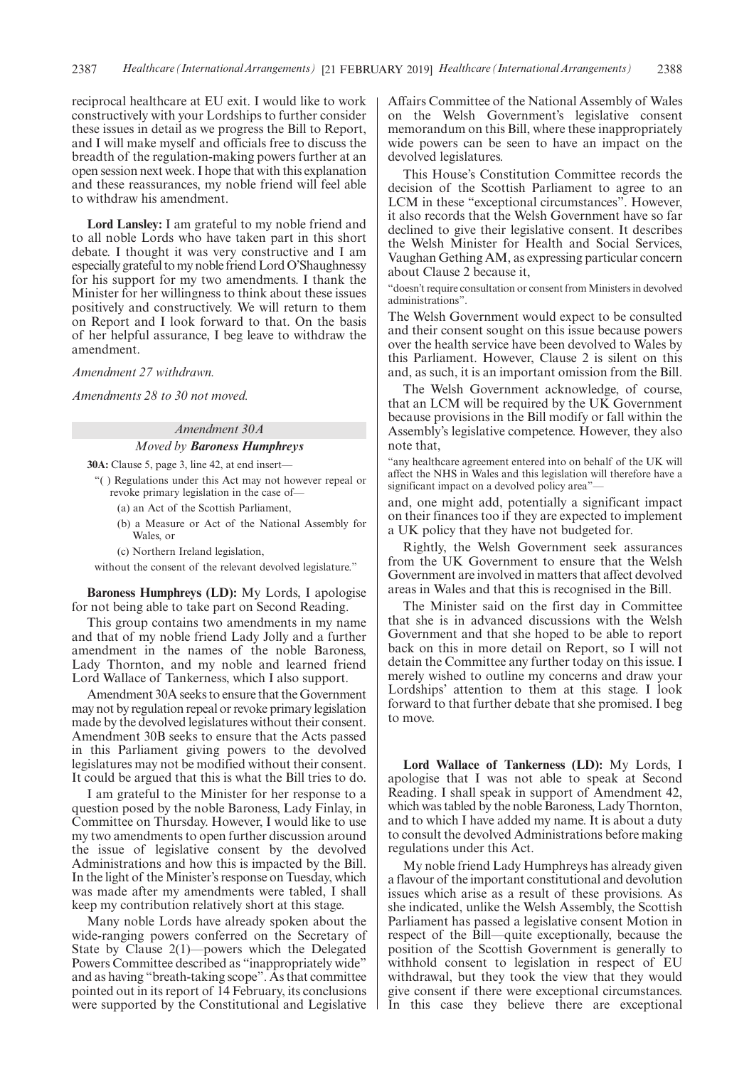reciprocal healthcare at EU exit. I would like to work constructively with your Lordships to further consider these issues in detail as we progress the Bill to Report, and I will make myself and officials free to discuss the breadth of the regulation-making powers further at an open session next week. I hope that with this explanation and these reassurances, my noble friend will feel able to withdraw his amendment.

**Lord Lansley:** I am grateful to my noble friend and to all noble Lords who have taken part in this short debate. I thought it was very constructive and I am especially grateful to my noble friend Lord O'Shaughnessy for his support for my two amendments. I thank the Minister for her willingness to think about these issues positively and constructively. We will return to them on Report and I look forward to that. On the basis of her helpful assurance, I beg leave to withdraw the amendment.

*Amendment 27 withdrawn.*

*Amendments 28 to 30 not moved.*

### *Amendment 30A*

*Moved by* ***Baroness Humphreys***

**30A:** Clause 5, page 3, line 42, at end insert—

"( ) Regulations under this Act may not however repeal or revoke primary legislation in the case of—

(a) an Act of the Scottish Parliament,

(b) a Measure or Act of the National Assembly for Wales, or

(c) Northern Ireland legislation,

without the consent of the relevant devolved legislature."

**Baroness Humphreys (LD):** My Lords, I apologise for not being able to take part on Second Reading.

This group contains two amendments in my name and that of my noble friend Lady Jolly and a further amendment in the names of the noble Baroness, Lady Thornton, and my noble and learned friend Lord Wallace of Tankerness, which I also support.

Amendment 30A seeks to ensure that the Government may not by regulation repeal or revoke primary legislation made by the devolved legislatures without their consent. Amendment 30B seeks to ensure that the Acts passed in this Parliament giving powers to the devolved legislatures may not be modified without their consent. It could be argued that this is what the Bill tries to do.

I am grateful to the Minister for her response to a question posed by the noble Baroness, Lady Finlay, in Committee on Thursday. However, I would like to use my two amendments to open further discussion around the issue of legislative consent by the devolved Administrations and how this is impacted by the Bill. In the light of the Minister's response on Tuesday, which was made after my amendments were tabled, I shall keep my contribution relatively short at this stage.

Many noble Lords have already spoken about the wide-ranging powers conferred on the Secretary of State by Clause 2(1)—powers which the Delegated Powers Committee described as "inappropriately wide" and as having "breath-taking scope". As that committee pointed out in its report of 14 February, its conclusions were supported by the Constitutional and Legislative Affairs Committee of the National Assembly of Wales on the Welsh Government's legislative consent memorandum on this Bill, where these inappropriately wide powers can be seen to have an impact on the devolved legislatures.

This House's Constitution Committee records the decision of the Scottish Parliament to agree to an LCM in these "exceptional circumstances". However, it also records that the Welsh Government have so far declined to give their legislative consent. It describes the Welsh Minister for Health and Social Services, Vaughan Gething AM, as expressing particular concern about Clause 2 because it,

"doesn't require consultation or consent from Ministers in devolved administrations".

The Welsh Government would expect to be consulted and their consent sought on this issue because powers over the health service have been devolved to Wales by this Parliament. However, Clause 2 is silent on this and, as such, it is an important omission from the Bill.

The Welsh Government acknowledge, of course, that an LCM will be required by the UK Government because provisions in the Bill modify or fall within the Assembly's legislative competence. However, they also note that,

"any healthcare agreement entered into on behalf of the UK will affect the NHS in Wales and this legislation will therefore have a significant impact on a devolved policy area"—

and, one might add, potentially a significant impact on their finances too if they are expected to implement a UK policy that they have not budgeted for.

Rightly, the Welsh Government seek assurances from the UK Government to ensure that the Welsh Government are involved in matters that affect devolved areas in Wales and that this is recognised in the Bill.

The Minister said on the first day in Committee that she is in advanced discussions with the Welsh Government and that she hoped to be able to report back on this in more detail on Report, so I will not detain the Committee any further today on this issue. I merely wished to outline my concerns and draw your Lordships' attention to them at this stage. I look forward to that further debate that she promised. I beg to move.

**Lord Wallace of Tankerness (LD):** My Lords, I apologise that I was not able to speak at Second Reading. I shall speak in support of Amendment 42, which was tabled by the noble Baroness, Lady Thornton, and to which I have added my name. It is about a duty to consult the devolved Administrations before making regulations under this Act.

My noble friend Lady Humphreys has already given a flavour of the important constitutional and devolution issues which arise as a result of these provisions. As she indicated, unlike the Welsh Assembly, the Scottish Parliament has passed a legislative consent Motion in respect of the Bill—quite exceptionally, because the position of the Scottish Government is generally to withhold consent to legislation in respect of EU withdrawal, but they took the view that they would give consent if there were exceptional circumstances. In this case they believe there are exceptional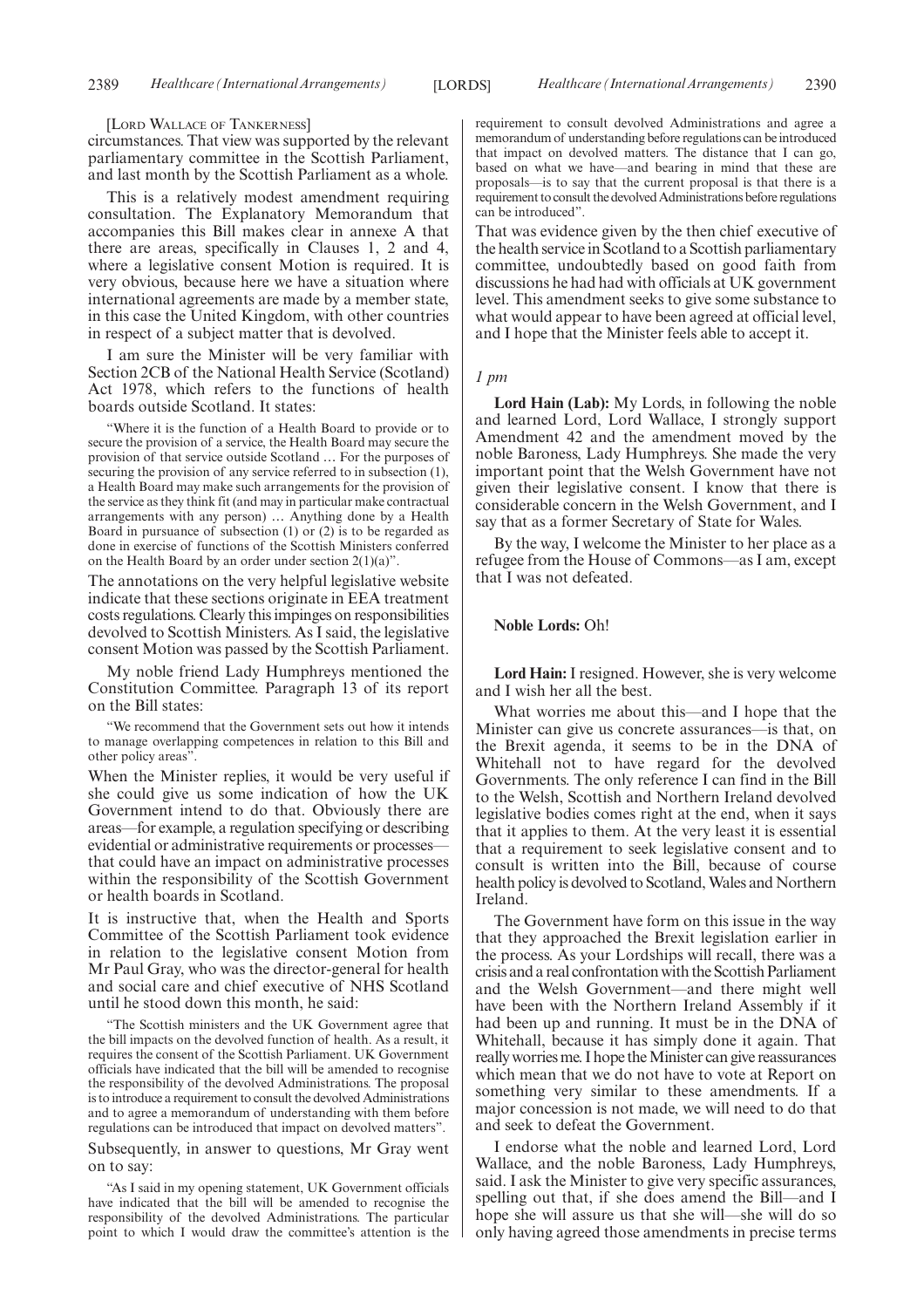[LORD WALLACE OF TANKERNESS]

circumstances. That view was supported by the relevant parliamentary committee in the Scottish Parliament, and last month by the Scottish Parliament as a whole.

This is a relatively modest amendment requiring consultation. The Explanatory Memorandum that accompanies this Bill makes clear in annexe A that there are areas, specifically in Clauses 1, 2 and 4, where a legislative consent Motion is required. It is very obvious, because here we have a situation where international agreements are made by a member state, in this case the United Kingdom, with other countries in respect of a subject matter that is devolved.

I am sure the Minister will be very familiar with Section 2CB of the National Health Service (Scotland) Act 1978, which refers to the functions of health boards outside Scotland. It states:

> "Where it is the function of a Health Board to provide or to secure the provision of a service, the Health Board may secure the provision of that service outside Scotland … For the purposes of securing the provision of any service referred to in subsection (1), a Health Board may make such arrangements for the provision of the service as they think fit (and may in particular make contractual arrangements with any person) … Anything done by a Health Board in pursuance of subsection (1) or (2) is to be regarded as done in exercise of functions of the Scottish Ministers conferred on the Health Board by an order under section 2(1)(a)".

The annotations on the very helpful legislative website indicate that these sections originate in EEA treatment costs regulations. Clearly this impinges on responsibilities devolved to Scottish Ministers. As I said, the legislative consent Motion was passed by the Scottish Parliament.

My noble friend Lady Humphreys mentioned the Constitution Committee. Paragraph 13 of its report on the Bill states:

> "We recommend that the Government sets out how it intends to manage overlapping competences in relation to this Bill and other policy areas".

When the Minister replies, it would be very useful if she could give us some indication of how the UK Government intend to do that. Obviously there are areas—for example, a regulation specifying or describing evidential or administrative requirements or processes—that could have an impact on administrative processes within the responsibility of the Scottish Government or health boards in Scotland.

It is instructive that, when the Health and Sports Committee of the Scottish Parliament took evidence in relation to the legislative consent Motion from Mr Paul Gray, who was the director-general for health and social care and chief executive of NHS Scotland until he stood down this month, he said:

> "The Scottish ministers and the UK Government agree that the bill impacts on the devolved function of health. As a result, it requires the consent of the Scottish Parliament. UK Government officials have indicated that the bill will be amended to recognise the responsibility of the devolved Administrations. The proposal is to introduce a requirement to consult the devolved Administrations and to agree a memorandum of understanding with them before regulations can be introduced that impact on devolved matters".

Subsequently, in answer to questions, Mr Gray went on to say:

> "As I said in my opening statement, UK Government officials have indicated that the bill will be amended to recognise the responsibility of the devolved Administrations. The particular point to which I would draw the committee's attention is the requirement to consult devolved Administrations and agree a memorandum of understanding before regulations can be introduced that impact on devolved matters. The distance that I can go, based on what we have—and bearing in mind that these are proposals—is to say that the current proposal is that there is a requirement to consult the devolved Administrations before regulations can be introduced".

That was evidence given by the then chief executive of the health service in Scotland to a Scottish parliamentary committee, undoubtedly based on good faith from discussions he had had with officials at UK government level. This amendment seeks to give some substance to what would appear to have been agreed at official level, and I hope that the Minister feels able to accept it.

*1 pm*

**Lord Hain (Lab):** My Lords, in following the noble and learned Lord, Lord Wallace, I strongly support Amendment 42 and the amendment moved by the noble Baroness, Lady Humphreys. She made the very important point that the Welsh Government have not given their legislative consent. I know that there is considerable concern in the Welsh Government, and I say that as a former Secretary of State for Wales.

By the way, I welcome the Minister to her place as a refugee from the House of Commons—as I am, except that I was not defeated.

**Noble Lords:** Oh!

**Lord Hain:** I resigned. However, she is very welcome and I wish her all the best.

What worries me about this—and I hope that the Minister can give us concrete assurances—is that, on the Brexit agenda, it seems to be in the DNA of Whitehall not to have regard for the devolved Governments. The only reference I can find in the Bill to the Welsh, Scottish and Northern Ireland devolved legislative bodies comes right at the end, when it says that it applies to them. At the very least it is essential that a requirement to seek legislative consent and to consult is written into the Bill, because of course health policy is devolved to Scotland, Wales and Northern Ireland.

The Government have form on this issue in the way that they approached the Brexit legislation earlier in the process. As your Lordships will recall, there was a crisis and a real confrontation with the Scottish Parliament and the Welsh Government—and there might well have been with the Northern Ireland Assembly if it had been up and running. It must be in the DNA of Whitehall, because it has simply done it again. That really worries me. I hope the Minister can give reassurances which mean that we do not have to vote at Report on something very similar to these amendments. If a major concession is not made, we will need to do that and seek to defeat the Government.

I endorse what the noble and learned Lord, Lord Wallace, and the noble Baroness, Lady Humphreys, said. I ask the Minister to give very specific assurances, spelling out that, if she does amend the Bill—and I hope she will assure us that she will—she will do so only having agreed those amendments in precise terms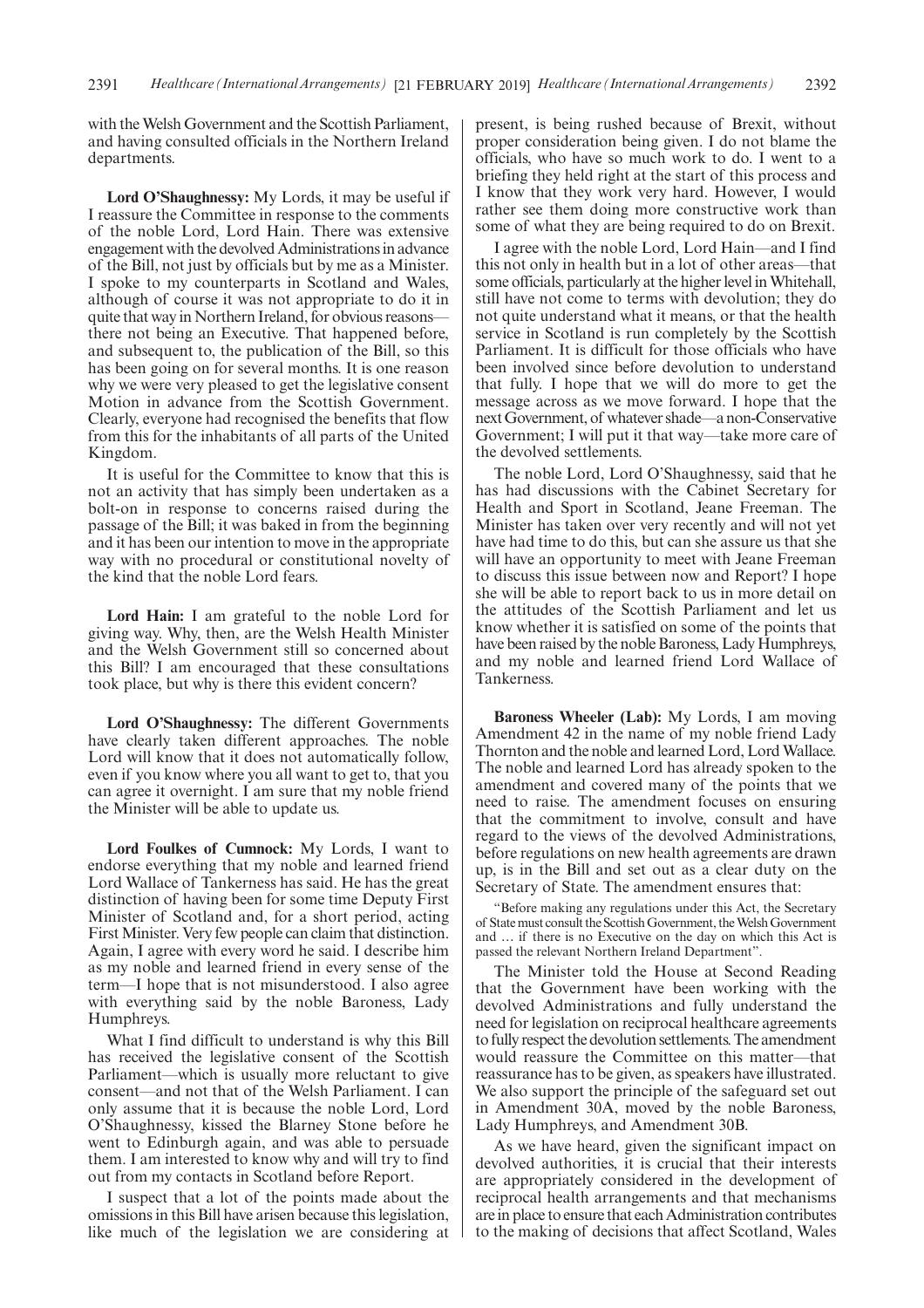with the Welsh Government and the Scottish Parliament, and having consulted officials in the Northern Ireland departments.

**Lord O'Shaughnessy:** My Lords, it may be useful if I reassure the Committee in response to the comments of the noble Lord, Lord Hain. There was extensive engagement with the devolved Administrations in advance of the Bill, not just by officials but by me as a Minister. I spoke to my counterparts in Scotland and Wales, although of course it was not appropriate to do it in quite that way in Northern Ireland, for obvious reasons—there not being an Executive. That happened before, and subsequent to, the publication of the Bill, so this has been going on for several months. It is one reason why we were very pleased to get the legislative consent Motion in advance from the Scottish Government. Clearly, everyone had recognised the benefits that flow from this for the inhabitants of all parts of the United Kingdom.

It is useful for the Committee to know that this is not an activity that has simply been undertaken as a bolt-on in response to concerns raised during the passage of the Bill; it was baked in from the beginning and it has been our intention to move in the appropriate way with no procedural or constitutional novelty of the kind that the noble Lord fears.

**Lord Hain:** I am grateful to the noble Lord for giving way. Why, then, are the Welsh Health Minister and the Welsh Government still so concerned about this Bill? I am encouraged that these consultations took place, but why is there this evident concern?

**Lord O'Shaughnessy:** The different Governments have clearly taken different approaches. The noble Lord will know that it does not automatically follow, even if you know where you all want to get to, that you can agree it overnight. I am sure that my noble friend the Minister will be able to update us.

**Lord Foulkes of Cumnock:** My Lords, I want to endorse everything that my noble and learned friend Lord Wallace of Tankerness has said. He has the great distinction of having been for some time Deputy First Minister of Scotland and, for a short period, acting First Minister. Very few people can claim that distinction. Again, I agree with every word he said. I describe him as my noble and learned friend in every sense of the term—I hope that is not misunderstood. I also agree with everything said by the noble Baroness, Lady Humphreys.

What I find difficult to understand is why this Bill has received the legislative consent of the Scottish Parliament—which is usually more reluctant to give consent—and not that of the Welsh Parliament. I can only assume that it is because the noble Lord, Lord O'Shaughnessy, kissed the Blarney Stone before he went to Edinburgh again, and was able to persuade them. I am interested to know why and will try to find out from my contacts in Scotland before Report.

I suspect that a lot of the points made about the omissions in this Bill have arisen because this legislation, like much of the legislation we are considering at present, is being rushed because of Brexit, without proper consideration being given. I do not blame the officials, who have so much work to do. I went to a briefing they held right at the start of this process and I know that they work very hard. However, I would rather see them doing more constructive work than some of what they are being required to do on Brexit.

I agree with the noble Lord, Lord Hain—and I find this not only in health but in a lot of other areas—that some officials, particularly at the higher level in Whitehall, still have not come to terms with devolution; they do not quite understand what it means, or that the health service in Scotland is run completely by the Scottish Parliament. It is difficult for those officials who have been involved since before devolution to understand that fully. I hope that we will do more to get the message across as we move forward. I hope that the next Government, of whatever shade—a non-Conservative Government; I will put it that way—take more care of the devolved settlements.

The noble Lord, Lord O'Shaughnessy, said that he has had discussions with the Cabinet Secretary for Health and Sport in Scotland, Jeane Freeman. The Minister has taken over very recently and will not yet have had time to do this, but can she assure us that she will have an opportunity to meet with Jeane Freeman to discuss this issue between now and Report? I hope she will be able to report back to us in more detail on the attitudes of the Scottish Parliament and let us know whether it is satisfied on some of the points that have been raised by the noble Baroness, Lady Humphreys, and my noble and learned friend Lord Wallace of Tankerness.

**Baroness Wheeler (Lab):** My Lords, I am moving Amendment 42 in the name of my noble friend Lady Thornton and the noble and learned Lord, Lord Wallace. The noble and learned Lord has already spoken to the amendment and covered many of the points that we need to raise. The amendment focuses on ensuring that the commitment to involve, consult and have regard to the views of the devolved Administrations, before regulations on new health agreements are drawn up, is in the Bill and set out as a clear duty on the Secretary of State. The amendment ensures that:

"Before making any regulations under this Act, the Secretary of State must consult the Scottish Government, the Welsh Government and … if there is no Executive on the day on which this Act is passed the relevant Northern Ireland Department".

The Minister told the House at Second Reading that the Government have been working with the devolved Administrations and fully understand the need for legislation on reciprocal healthcare agreements to fully respect the devolution settlements. The amendment would reassure the Committee on this matter—that reassurance has to be given, as speakers have illustrated. We also support the principle of the safeguard set out in Amendment 30A, moved by the noble Baroness, Lady Humphreys, and Amendment 30B.

As we have heard, given the significant impact on devolved authorities, it is crucial that their interests are appropriately considered in the development of reciprocal health arrangements and that mechanisms are in place to ensure that each Administration contributes to the making of decisions that affect Scotland, Wales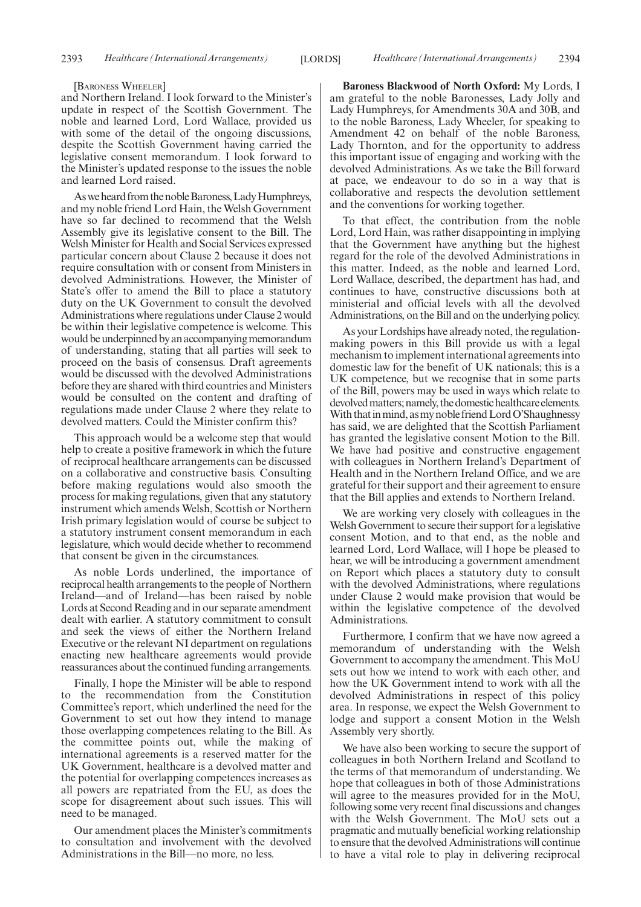[Baroness Wheeler]

and Northern Ireland. I look forward to the Minister's update in respect of the Scottish Government. The noble and learned Lord, Lord Wallace, provided us with some of the detail of the ongoing discussions, despite the Scottish Government having carried the legislative consent memorandum. I look forward to the Minister's updated response to the issues the noble and learned Lord raised.

As we heard from the noble Baroness, Lady Humphreys, and my noble friend Lord Hain, the Welsh Government have so far declined to recommend that the Welsh Assembly give its legislative consent to the Bill. The Welsh Minister for Health and Social Services expressed particular concern about Clause 2 because it does not require consultation with or consent from Ministers in devolved Administrations. However, the Minister of State's offer to amend the Bill to place a statutory duty on the UK Government to consult the devolved Administrations where regulations under Clause 2 would be within their legislative competence is welcome. This would be underpinned by an accompanying memorandum of understanding, stating that all parties will seek to proceed on the basis of consensus. Draft agreements would be discussed with the devolved Administrations before they are shared with third countries and Ministers would be consulted on the content and drafting of regulations made under Clause 2 where they relate to devolved matters. Could the Minister confirm this?

This approach would be a welcome step that would help to create a positive framework in which the future of reciprocal healthcare arrangements can be discussed on a collaborative and constructive basis. Consulting before making regulations would also smooth the process for making regulations, given that any statutory instrument which amends Welsh, Scottish or Northern Irish primary legislation would of course be subject to a statutory instrument consent memorandum in each legislature, which would decide whether to recommend that consent be given in the circumstances.

As noble Lords underlined, the importance of reciprocal health arrangements to the people of Northern Ireland—and of Ireland—has been raised by noble Lords at Second Reading and in our separate amendment dealt with earlier. A statutory commitment to consult and seek the views of either the Northern Ireland Executive or the relevant NI department on regulations enacting new healthcare agreements would provide reassurances about the continued funding arrangements.

Finally, I hope the Minister will be able to respond to the recommendation from the Constitution Committee's report, which underlined the need for the Government to set out how they intend to manage those overlapping competences relating to the Bill. As the committee points out, while the making of international agreements is a reserved matter for the UK Government, healthcare is a devolved matter and the potential for overlapping competences increases as all powers are repatriated from the EU, as does the scope for disagreement about such issues. This will need to be managed.

Our amendment places the Minister's commitments to consultation and involvement with the devolved Administrations in the Bill—no more, no less.

**Baroness Blackwood of North Oxford:** My Lords, I am grateful to the noble Baronesses, Lady Jolly and Lady Humphreys, for Amendments 30A and 30B, and to the noble Baroness, Lady Wheeler, for speaking to Amendment 42 on behalf of the noble Baroness, Lady Thornton, and for the opportunity to address this important issue of engaging and working with the devolved Administrations. As we take the Bill forward at pace, we endeavour to do so in a way that is collaborative and respects the devolution settlement and the conventions for working together.

To that effect, the contribution from the noble Lord, Lord Hain, was rather disappointing in implying that the Government have anything but the highest regard for the role of the devolved Administrations in this matter. Indeed, as the noble and learned Lord, Lord Wallace, described, the department has had, and continues to have, constructive discussions both at ministerial and official levels with all the devolved Administrations, on the Bill and on the underlying policy.

As your Lordships have already noted, the regulation-making powers in this Bill provide us with a legal mechanism to implement international agreements into domestic law for the benefit of UK nationals; this is a UK competence, but we recognise that in some parts of the Bill, powers may be used in ways which relate to devolved matters; namely, the domestic healthcare elements. With that in mind, as my noble friend Lord O'Shaughnessy has said, we are delighted that the Scottish Parliament has granted the legislative consent Motion to the Bill. We have had positive and constructive engagement with colleagues in Northern Ireland's Department of Health and in the Northern Ireland Office, and we are grateful for their support and their agreement to ensure that the Bill applies and extends to Northern Ireland.

We are working very closely with colleagues in the Welsh Government to secure their support for a legislative consent Motion, and to that end, as the noble and learned Lord, Lord Wallace, will I hope be pleased to hear, we will be introducing a government amendment on Report which places a statutory duty to consult with the devolved Administrations, where regulations under Clause 2 would make provision that would be within the legislative competence of the devolved Administrations.

Furthermore, I confirm that we have now agreed a memorandum of understanding with the Welsh Government to accompany the amendment. This MoU sets out how we intend to work with each other, and how the UK Government intend to work with all the devolved Administrations in respect of this policy area. In response, we expect the Welsh Government to lodge and support a consent Motion in the Welsh Assembly very shortly.

We have also been working to secure the support of colleagues in both Northern Ireland and Scotland to the terms of that memorandum of understanding. We hope that colleagues in both of those Administrations will agree to the measures provided for in the MoU, following some very recent final discussions and changes with the Welsh Government. The MoU sets out a pragmatic and mutually beneficial working relationship to ensure that the devolved Administrations will continue to have a vital role to play in delivering reciprocal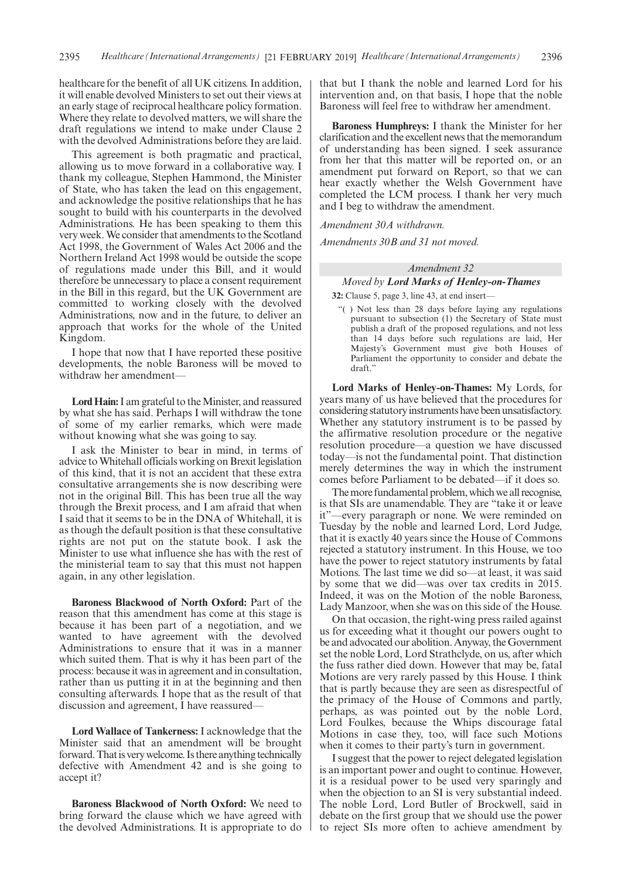healthcare for the benefit of all UK citizens. In addition, it will enable devolved Ministers to set out their views at an early stage of reciprocal healthcare policy formation. Where they relate to devolved matters, we will share the draft regulations we intend to make under Clause 2 with the devolved Administrations before they are laid.

This agreement is both pragmatic and practical, allowing us to move forward in a collaborative way. I thank my colleague, Stephen Hammond, the Minister of State, who has taken the lead on this engagement, and acknowledge the positive relationships that he has sought to build with his counterparts in the devolved Administrations. He has been speaking to them this very week. We consider that amendments to the Scotland Act 1998, the Government of Wales Act 2006 and the Northern Ireland Act 1998 would be outside the scope of regulations made under this Bill, and it would therefore be unnecessary to place a consent requirement in the Bill in this regard, but the UK Government are committed to working closely with the devolved Administrations, now and in the future, to deliver an approach that works for the whole of the United Kingdom.

I hope that now that I have reported these positive developments, the noble Baroness will be moved to withdraw her amendment—

**Lord Hain:** I am grateful to the Minister, and reassured by what she has said. Perhaps I will withdraw the tone of some of my earlier remarks, which were made without knowing what she was going to say.

I ask the Minister to bear in mind, in terms of advice to Whitehall officials working on Brexit legislation of this kind, that it is not an accident that these extra consultative arrangements she is now describing were not in the original Bill. This has been true all the way through the Brexit process, and I am afraid that when I said that it seems to be in the DNA of Whitehall, it is as though the default position is that these consultative rights are not put on the statute book. I ask the Minister to use what influence she has with the rest of the ministerial team to say that this must not happen again, in any other legislation.

**Baroness Blackwood of North Oxford:** Part of the reason that this amendment has come at this stage is because it has been part of a negotiation, and we wanted to have agreement with the devolved Administrations to ensure that it was in a manner which suited them. That is why it has been part of the process: because it was in agreement and in consultation, rather than us putting it in at the beginning and then consulting afterwards. I hope that as the result of that discussion and agreement, I have reassured—

**Lord Wallace of Tankerness:** I acknowledge that the Minister said that an amendment will be brought forward. That is very welcome. Is there anything technically defective with Amendment 42 and is she going to accept it?

**Baroness Blackwood of North Oxford:** We need to bring forward the clause which we have agreed with the devolved Administrations. It is appropriate to do that but I thank the noble and learned Lord for his intervention and, on that basis, I hope that the noble Baroness will feel free to withdraw her amendment.

**Baroness Humphreys:** I thank the Minister for her clarification and the excellent news that the memorandum of understanding has been signed. I seek assurance from her that this matter will be reported on, or an amendment put forward on Report, so that we can hear exactly whether the Welsh Government have completed the LCM process. I thank her very much and I beg to withdraw the amendment.

*Amendment 30A withdrawn.*

*Amendments 30B and 31 not moved.*

*Amendment 32*

*Moved by* ***Lord Marks of Henley-on-Thames***

**32:** Clause 5, page 3, line 43, at end insert—

"( ) Not less than 28 days before laying any regulations pursuant to subsection (1) the Secretary of State must publish a draft of the proposed regulations, and not less than 14 days before such regulations are laid, Her Majesty's Government must give both Houses of Parliament the opportunity to consider and debate the draft."

**Lord Marks of Henley-on-Thames:** My Lords, for years many of us have believed that the procedures for considering statutory instruments have been unsatisfactory. Whether any statutory instrument is to be passed by the affirmative resolution procedure or the negative resolution procedure—a question we have discussed today—is not the fundamental point. That distinction merely determines the way in which the instrument comes before Parliament to be debated—if it does so.

The more fundamental problem, which we all recognise, is that SIs are unamendable. They are "take it or leave it"—every paragraph or none. We were reminded on Tuesday by the noble and learned Lord, Lord Judge, that it is exactly 40 years since the House of Commons rejected a statutory instrument. In this House, we too have the power to reject statutory instruments by fatal Motions. The last time we did so—at least, it was said by some that we did—was over tax credits in 2015. Indeed, it was on the Motion of the noble Baroness, Lady Manzoor, when she was on this side of the House.

On that occasion, the right-wing press railed against us for exceeding what it thought our powers ought to be and advocated our abolition. Anyway, the Government set the noble Lord, Lord Strathclyde, on us, after which the fuss rather died down. However that may be, fatal Motions are very rarely passed by this House. I think that is partly because they are seen as disrespectful of the primacy of the House of Commons and partly, perhaps, as was pointed out by the noble Lord, Lord Foulkes, because the Whips discourage fatal Motions in case they, too, will face such Motions when it comes to their party's turn in government.

I suggest that the power to reject delegated legislation is an important power and ought to continue. However, it is a residual power to be used very sparingly and when the objection to an SI is very substantial indeed. The noble Lord, Lord Butler of Brockwell, said in debate on the first group that we should use the power to reject SIs more often to achieve amendment by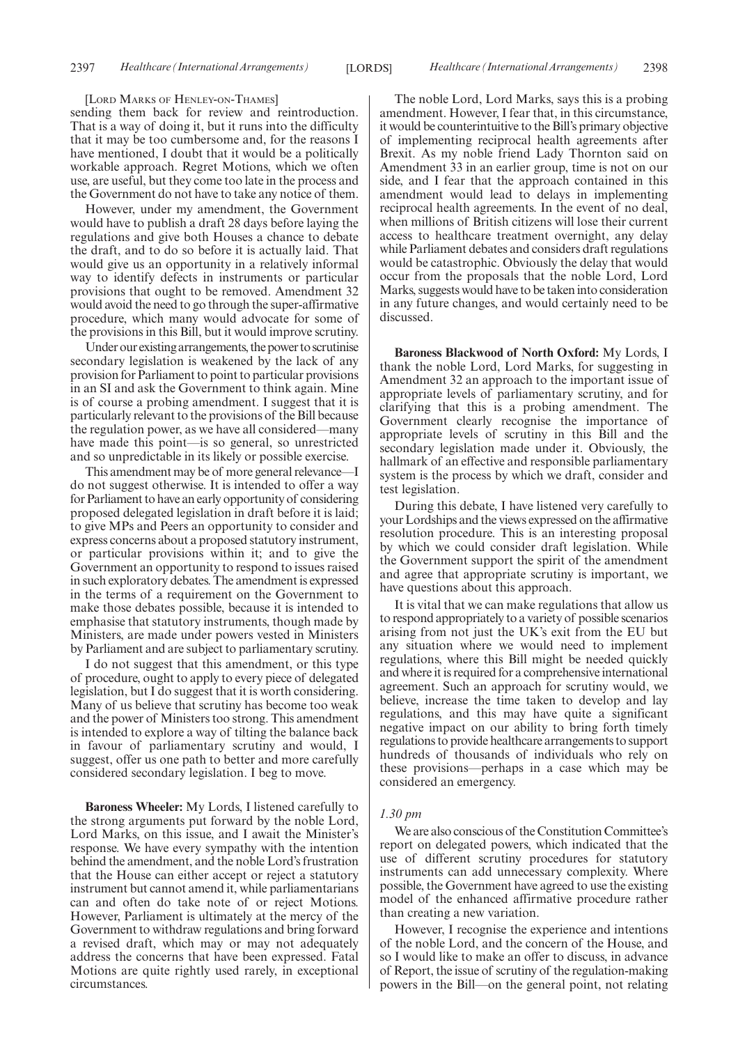[Lord Marks of Henley-on-Thames]

sending them back for review and reintroduction. That is a way of doing it, but it runs into the difficulty that it may be too cumbersome and, for the reasons I have mentioned, I doubt that it would be a politically workable approach. Regret Motions, which we often use, are useful, but they come too late in the process and the Government do not have to take any notice of them.

However, under my amendment, the Government would have to publish a draft 28 days before laying the regulations and give both Houses a chance to debate the draft, and to do so before it is actually laid. That would give us an opportunity in a relatively informal way to identify defects in instruments or particular provisions that ought to be removed. Amendment 32 would avoid the need to go through the super-affirmative procedure, which many would advocate for some of the provisions in this Bill, but it would improve scrutiny.

Under our existing arrangements, the power to scrutinise secondary legislation is weakened by the lack of any provision for Parliament to point to particular provisions in an SI and ask the Government to think again. Mine is of course a probing amendment. I suggest that it is particularly relevant to the provisions of the Bill because the regulation power, as we have all considered—many have made this point—is so general, so unrestricted and so unpredictable in its likely or possible exercise.

This amendment may be of more general relevance—I do not suggest otherwise. It is intended to offer a way for Parliament to have an early opportunity of considering proposed delegated legislation in draft before it is laid; to give MPs and Peers an opportunity to consider and express concerns about a proposed statutory instrument, or particular provisions within it; and to give the Government an opportunity to respond to issues raised in such exploratory debates. The amendment is expressed in the terms of a requirement on the Government to make those debates possible, because it is intended to emphasise that statutory instruments, though made by Ministers, are made under powers vested in Ministers by Parliament and are subject to parliamentary scrutiny.

I do not suggest that this amendment, or this type of procedure, ought to apply to every piece of delegated legislation, but I do suggest that it is worth considering. Many of us believe that scrutiny has become too weak and the power of Ministers too strong. This amendment is intended to explore a way of tilting the balance back in favour of parliamentary scrutiny and would, I suggest, offer us one path to better and more carefully considered secondary legislation. I beg to move.

**Baroness Wheeler:** My Lords, I listened carefully to the strong arguments put forward by the noble Lord, Lord Marks, on this issue, and I await the Minister's response. We have every sympathy with the intention behind the amendment, and the noble Lord's frustration that the House can either accept or reject a statutory instrument but cannot amend it, while parliamentarians can and often do take note of or reject Motions. However, Parliament is ultimately at the mercy of the Government to withdraw regulations and bring forward a revised draft, which may or may not adequately address the concerns that have been expressed. Fatal Motions are quite rightly used rarely, in exceptional circumstances.

The noble Lord, Lord Marks, says this is a probing amendment. However, I fear that, in this circumstance, it would be counterintuitive to the Bill's primary objective of implementing reciprocal health agreements after Brexit. As my noble friend Lady Thornton said on Amendment 33 in an earlier group, time is not on our side, and I fear that the approach contained in this amendment would lead to delays in implementing reciprocal health agreements. In the event of no deal, when millions of British citizens will lose their current access to healthcare treatment overnight, any delay while Parliament debates and considers draft regulations would be catastrophic. Obviously the delay that would occur from the proposals that the noble Lord, Lord Marks, suggests would have to be taken into consideration in any future changes, and would certainly need to be discussed.

**Baroness Blackwood of North Oxford:** My Lords, I thank the noble Lord, Lord Marks, for suggesting in Amendment 32 an approach to the important issue of appropriate levels of parliamentary scrutiny, and for clarifying that this is a probing amendment. The Government clearly recognise the importance of appropriate levels of scrutiny in this Bill and the secondary legislation made under it. Obviously, the hallmark of an effective and responsible parliamentary system is the process by which we draft, consider and test legislation.

During this debate, I have listened very carefully to your Lordships and the views expressed on the affirmative resolution procedure. This is an interesting proposal by which we could consider draft legislation. While the Government support the spirit of the amendment and agree that appropriate scrutiny is important, we have questions about this approach.

It is vital that we can make regulations that allow us to respond appropriately to a variety of possible scenarios arising from not just the UK's exit from the EU but any situation where we would need to implement regulations, where this Bill might be needed quickly and where it is required for a comprehensive international agreement. Such an approach for scrutiny would, we believe, increase the time taken to develop and lay regulations, and this may have quite a significant negative impact on our ability to bring forth timely regulations to provide healthcare arrangements to support hundreds of thousands of individuals who rely on these provisions—perhaps in a case which may be considered an emergency.

*1.30 pm*

We are also conscious of the Constitution Committee's report on delegated powers, which indicated that the use of different scrutiny procedures for statutory instruments can add unnecessary complexity. Where possible, the Government have agreed to use the existing model of the enhanced affirmative procedure rather than creating a new variation.

However, I recognise the experience and intentions of the noble Lord, and the concern of the House, and so I would like to make an offer to discuss, in advance of Report, the issue of scrutiny of the regulation-making powers in the Bill—on the general point, not relating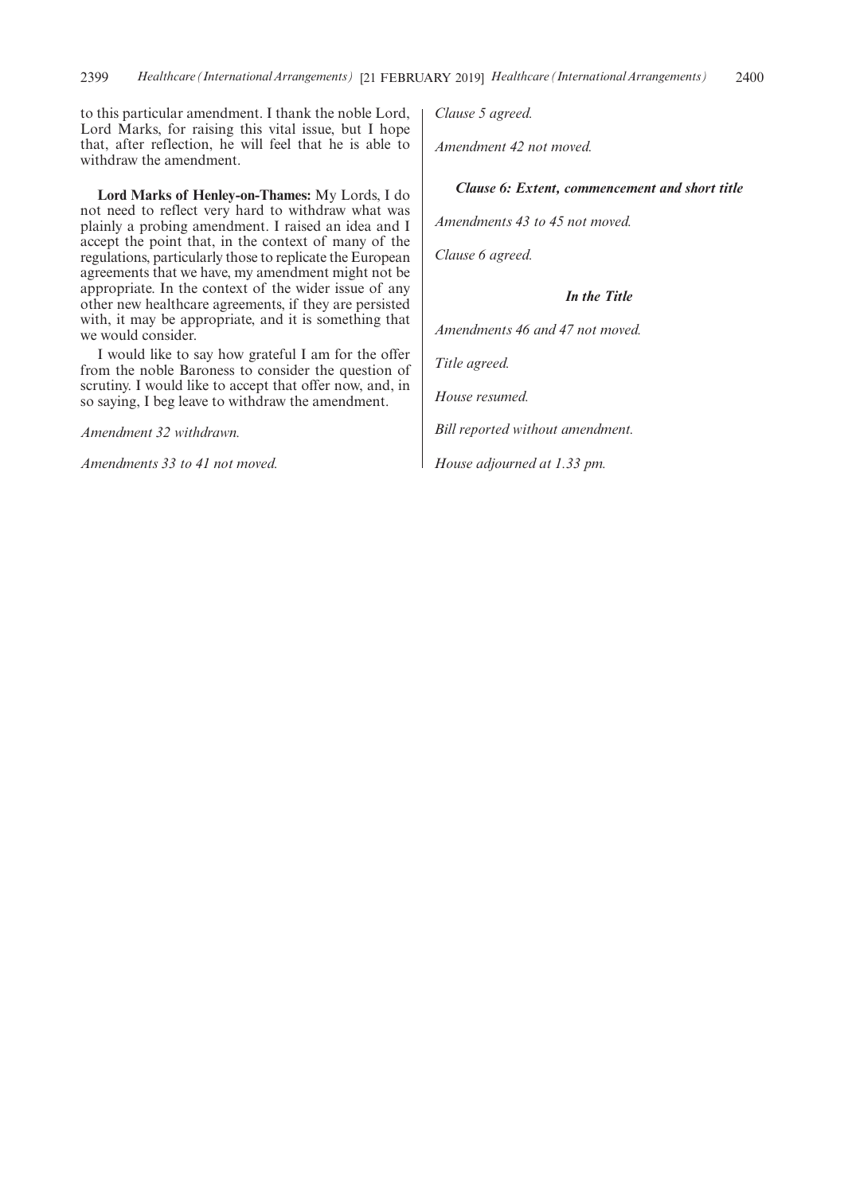to this particular amendment. I thank the noble Lord, Lord Marks, for raising this vital issue, but I hope that, after reflection, he will feel that he is able to withdraw the amendment.

**Lord Marks of Henley-on-Thames:** My Lords, I do not need to reflect very hard to withdraw what was plainly a probing amendment. I raised an idea and I accept the point that, in the context of many of the regulations, particularly those to replicate the European agreements that we have, my amendment might not be appropriate. In the context of the wider issue of any other new healthcare agreements, if they are persisted with, it may be appropriate, and it is something that we would consider.

I would like to say how grateful I am for the offer from the noble Baroness to consider the question of scrutiny. I would like to accept that offer now, and, in so saying, I beg leave to withdraw the amendment.

*Amendment 32 withdrawn.*

*Amendments 33 to 41 not moved.*

*Clause 5 agreed.*

*Amendment 42 not moved.*

***Clause 6: Extent, commencement and short title***

*Amendments 43 to 45 not moved.*

*Clause 6 agreed.*

***In the Title***

*Amendments 46 and 47 not moved.*

*Title agreed.*

*House resumed.*

*Bill reported without amendment.*

*House adjourned at 1.33 pm.*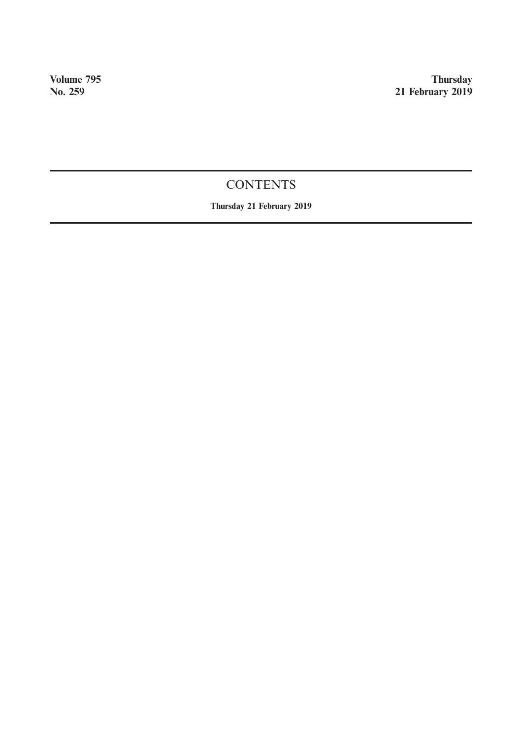Volume 795
No. 259

Thursday
21 February 2019

# CONTENTS

**Thursday 21 February 2019**